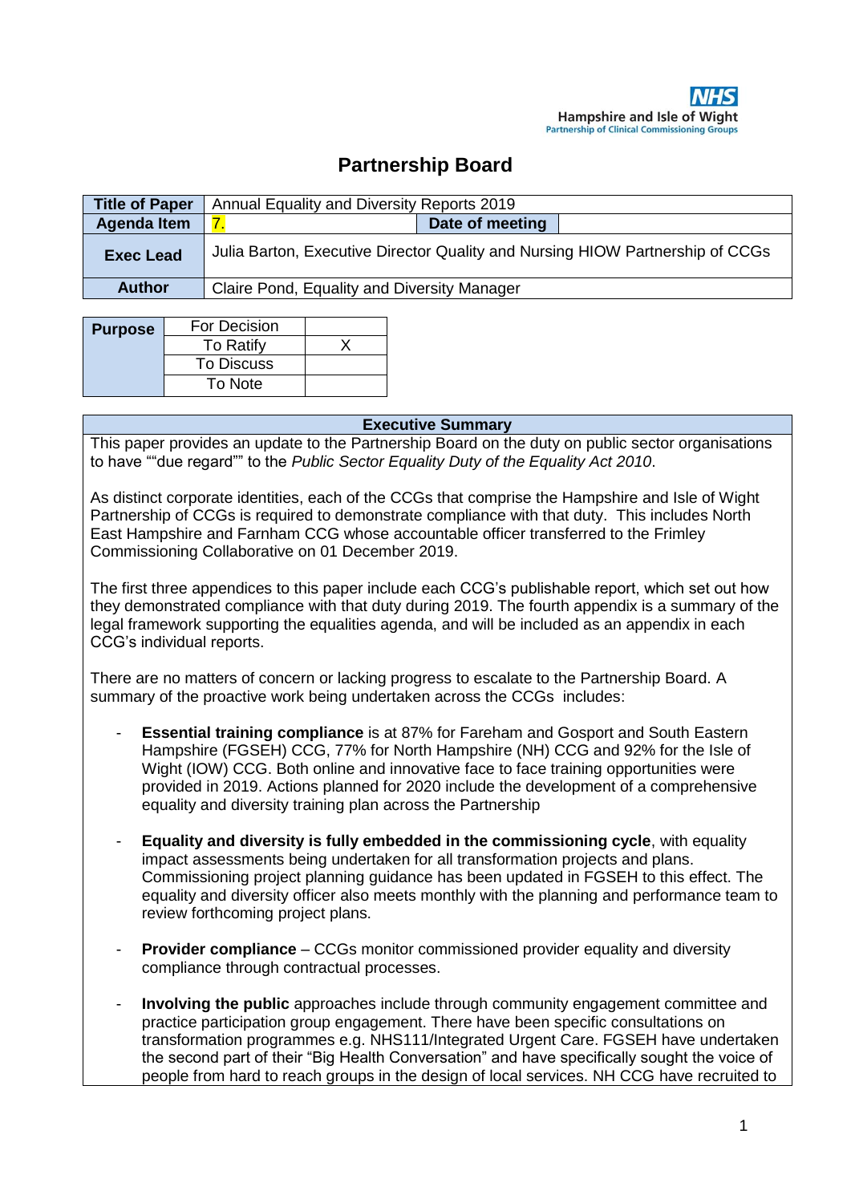NHS
Hampshire and Isle of Wight
Partnership of Clinical Commissioning Groups

# Partnership Board

| **Title of Paper** | Annual Equality and Diversity Reports 2019 | | |
|---|---|---|---|
| **Agenda Item** | 7. | **Date of meeting** | |
| **Exec Lead** | Julia Barton, Executive Director Quality and Nursing HIOW Partnership of CCGs | | |
| **Author** | Claire Pond, Equality and Diversity Manager | | |

| **Purpose** | | |
|---|---|---|
| | For Decision | |
| | To Ratify | X |
| | To Discuss | |
| | To Note | |

## Executive Summary

This paper provides an update to the Partnership Board on the duty on public sector organisations to have ""due regard"" to the *Public Sector Equality Duty of the Equality Act 2010*.

As distinct corporate identities, each of the CCGs that comprise the Hampshire and Isle of Wight Partnership of CCGs is required to demonstrate compliance with that duty. This includes North East Hampshire and Farnham CCG whose accountable officer transferred to the Frimley Commissioning Collaborative on 01 December 2019.

The first three appendices to this paper include each CCG's publishable report, which set out how they demonstrated compliance with that duty during 2019. The fourth appendix is a summary of the legal framework supporting the equalities agenda, and will be included as an appendix in each CCG's individual reports.

There are no matters of concern or lacking progress to escalate to the Partnership Board. A summary of the proactive work being undertaken across the CCGs includes:

- **Essential training compliance** is at 87% for Fareham and Gosport and South Eastern Hampshire (FGSEH) CCG, 77% for North Hampshire (NH) CCG and 92% for the Isle of Wight (IOW) CCG. Both online and innovative face to face training opportunities were provided in 2019. Actions planned for 2020 include the development of a comprehensive equality and diversity training plan across the Partnership

- **Equality and diversity is fully embedded in the commissioning cycle**, with equality impact assessments being undertaken for all transformation projects and plans. Commissioning project planning guidance has been updated in FGSEH to this effect. The equality and diversity officer also meets monthly with the planning and performance team to review forthcoming project plans.

- **Provider compliance** – CCGs monitor commissioned provider equality and diversity compliance through contractual processes.

- **Involving the public** approaches include through community engagement committee and practice participation group engagement. There have been specific consultations on transformation programmes e.g. NHS111/Integrated Urgent Care. FGSEH have undertaken the second part of their "Big Health Conversation" and have specifically sought the voice of people from hard to reach groups in the design of local services. NH CCG have recruited to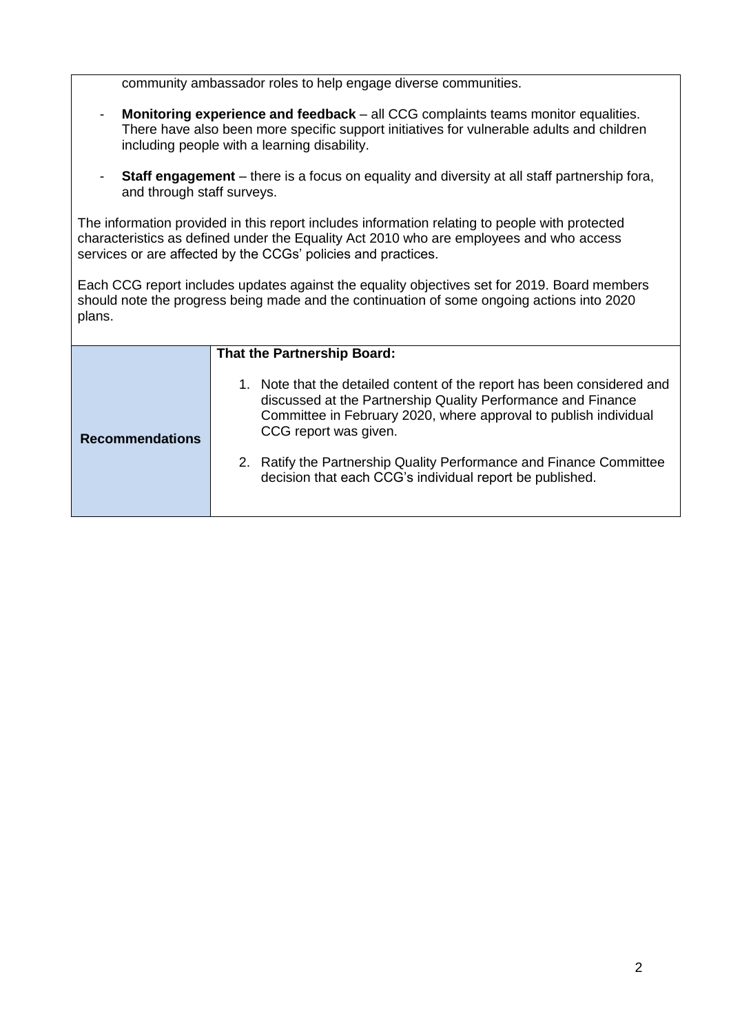community ambassador roles to help engage diverse communities.

- **Monitoring experience and feedback** – all CCG complaints teams monitor equalities. There have also been more specific support initiatives for vulnerable adults and children including people with a learning disability.
- **Staff engagement** – there is a focus on equality and diversity at all staff partnership fora, and through staff surveys.

The information provided in this report includes information relating to people with protected characteristics as defined under the Equality Act 2010 who are employees and who access services or are affected by the CCGs' policies and practices.

Each CCG report includes updates against the equality objectives set for 2019. Board members should note the progress being made and the continuation of some ongoing actions into 2020 plans.

| **Recommendations** | **That the Partnership Board:**<br><br>1. Note that the detailed content of the report has been considered and discussed at the Partnership Quality Performance and Finance Committee in February 2020, where approval to publish individual CCG report was given.<br><br>2. Ratify the Partnership Quality Performance and Finance Committee decision that each CCG's individual report be published. |
|---|---|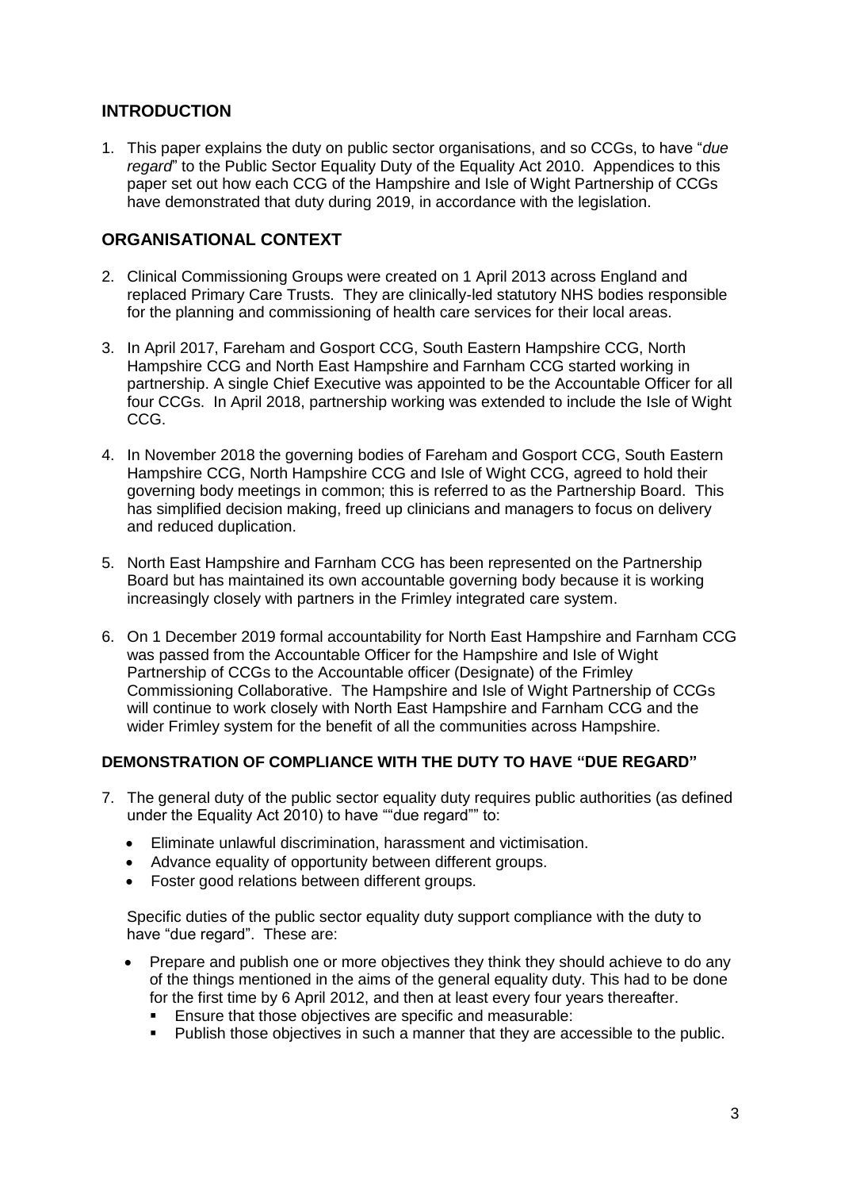## INTRODUCTION

1. This paper explains the duty on public sector organisations, and so CCGs, to have "*due regard*" to the Public Sector Equality Duty of the Equality Act 2010. Appendices to this paper set out how each CCG of the Hampshire and Isle of Wight Partnership of CCGs have demonstrated that duty during 2019, in accordance with the legislation.

## ORGANISATIONAL CONTEXT

2. Clinical Commissioning Groups were created on 1 April 2013 across England and replaced Primary Care Trusts. They are clinically-led statutory NHS bodies responsible for the planning and commissioning of health care services for their local areas.

3. In April 2017, Fareham and Gosport CCG, South Eastern Hampshire CCG, North Hampshire CCG and North East Hampshire and Farnham CCG started working in partnership. A single Chief Executive was appointed to be the Accountable Officer for all four CCGs. In April 2018, partnership working was extended to include the Isle of Wight CCG.

4. In November 2018 the governing bodies of Fareham and Gosport CCG, South Eastern Hampshire CCG, North Hampshire CCG and Isle of Wight CCG, agreed to hold their governing body meetings in common; this is referred to as the Partnership Board. This has simplified decision making, freed up clinicians and managers to focus on delivery and reduced duplication.

5. North East Hampshire and Farnham CCG has been represented on the Partnership Board but has maintained its own accountable governing body because it is working increasingly closely with partners in the Frimley integrated care system.

6. On 1 December 2019 formal accountability for North East Hampshire and Farnham CCG was passed from the Accountable Officer for the Hampshire and Isle of Wight Partnership of CCGs to the Accountable officer (Designate) of the Frimley Commissioning Collaborative. The Hampshire and Isle of Wight Partnership of CCGs will continue to work closely with North East Hampshire and Farnham CCG and the wider Frimley system for the benefit of all the communities across Hampshire.

### DEMONSTRATION OF COMPLIANCE WITH THE DUTY TO HAVE "DUE REGARD"

7. The general duty of the public sector equality duty requires public authorities (as defined under the Equality Act 2010) to have ""due regard"" to:

   - Eliminate unlawful discrimination, harassment and victimisation.
   - Advance equality of opportunity between different groups.
   - Foster good relations between different groups.

   Specific duties of the public sector equality duty support compliance with the duty to have "due regard". These are:

   - Prepare and publish one or more objectives they think they should achieve to do any of the things mentioned in the aims of the general equality duty. This had to be done for the first time by 6 April 2012, and then at least every four years thereafter.
     - Ensure that those objectives are specific and measurable:
     - Publish those objectives in such a manner that they are accessible to the public.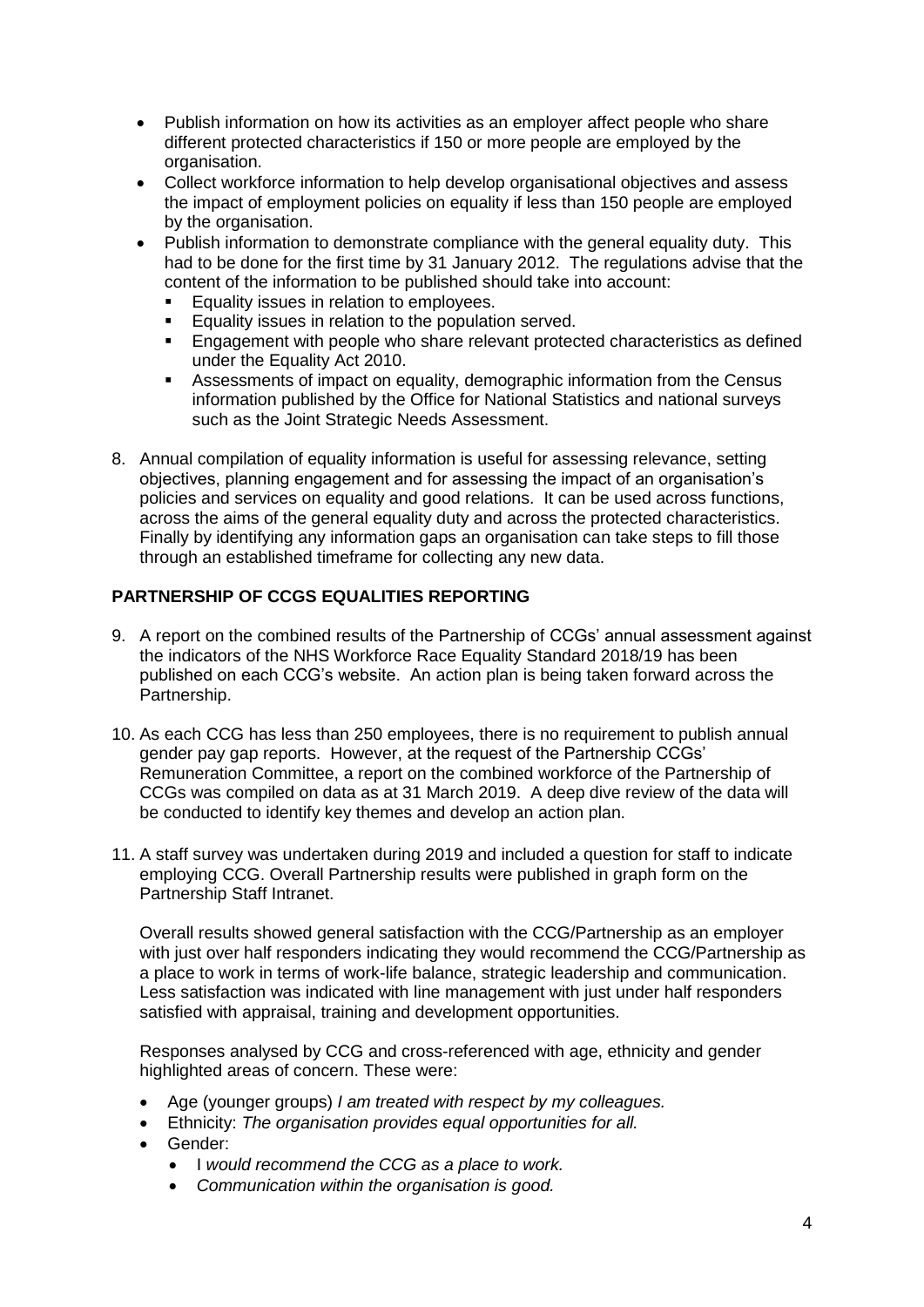- Publish information on how its activities as an employer affect people who share different protected characteristics if 150 or more people are employed by the organisation.
- Collect workforce information to help develop organisational objectives and assess the impact of employment policies on equality if less than 150 people are employed by the organisation.
- Publish information to demonstrate compliance with the general equality duty. This had to be done for the first time by 31 January 2012. The regulations advise that the content of the information to be published should take into account:
  - Equality issues in relation to employees.
  - Equality issues in relation to the population served.
  - Engagement with people who share relevant protected characteristics as defined under the Equality Act 2010.
  - Assessments of impact on equality, demographic information from the Census information published by the Office for National Statistics and national surveys such as the Joint Strategic Needs Assessment.

8. Annual compilation of equality information is useful for assessing relevance, setting objectives, planning engagement and for assessing the impact of an organisation's policies and services on equality and good relations. It can be used across functions, across the aims of the general equality duty and across the protected characteristics. Finally by identifying any information gaps an organisation can take steps to fill those through an established timeframe for collecting any new data.

## PARTNERSHIP OF CCGS EQUALITIES REPORTING

9. A report on the combined results of the Partnership of CCGs' annual assessment against the indicators of the NHS Workforce Race Equality Standard 2018/19 has been published on each CCG's website. An action plan is being taken forward across the Partnership.

10. As each CCG has less than 250 employees, there is no requirement to publish annual gender pay gap reports. However, at the request of the Partnership CCGs' Remuneration Committee, a report on the combined workforce of the Partnership of CCGs was compiled on data as at 31 March 2019. A deep dive review of the data will be conducted to identify key themes and develop an action plan.

11. A staff survey was undertaken during 2019 and included a question for staff to indicate employing CCG. Overall Partnership results were published in graph form on the Partnership Staff Intranet.

    Overall results showed general satisfaction with the CCG/Partnership as an employer with just over half responders indicating they would recommend the CCG/Partnership as a place to work in terms of work-life balance, strategic leadership and communication. Less satisfaction was indicated with line management with just under half responders satisfied with appraisal, training and development opportunities.

    Responses analysed by CCG and cross-referenced with age, ethnicity and gender highlighted areas of concern. These were:

    - Age (younger groups) *I am treated with respect by my colleagues.*
    - Ethnicity: *The organisation provides equal opportunities for all.*
    - Gender:
      - I *would recommend the CCG as a place to work.*
      - *Communication within the organisation is good.*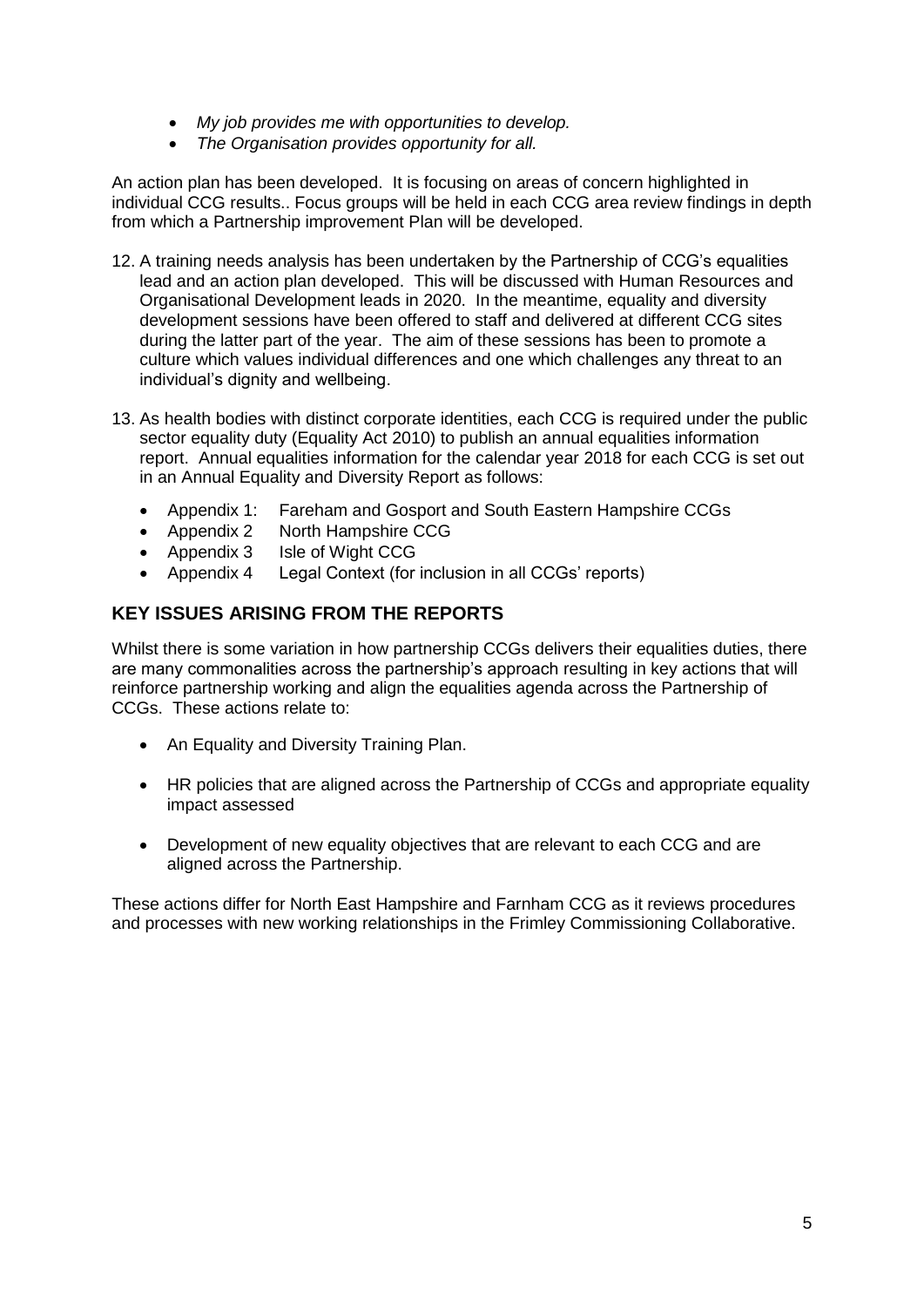- *My job provides me with opportunities to develop.*
- *The Organisation provides opportunity for all.*

An action plan has been developed. It is focusing on areas of concern highlighted in individual CCG results.. Focus groups will be held in each CCG area review findings in depth from which a Partnership improvement Plan will be developed.

12. A training needs analysis has been undertaken by the Partnership of CCG's equalities lead and an action plan developed. This will be discussed with Human Resources and Organisational Development leads in 2020. In the meantime, equality and diversity development sessions have been offered to staff and delivered at different CCG sites during the latter part of the year. The aim of these sessions has been to promote a culture which values individual differences and one which challenges any threat to an individual's dignity and wellbeing.

13. As health bodies with distinct corporate identities, each CCG is required under the public sector equality duty (Equality Act 2010) to publish an annual equalities information report. Annual equalities information for the calendar year 2018 for each CCG is set out in an Annual Equality and Diversity Report as follows:

    - Appendix 1: Fareham and Gosport and South Eastern Hampshire CCGs
    - Appendix 2 North Hampshire CCG
    - Appendix 3 Isle of Wight CCG
    - Appendix 4 Legal Context (for inclusion in all CCGs' reports)

## KEY ISSUES ARISING FROM THE REPORTS

Whilst there is some variation in how partnership CCGs delivers their equalities duties, there are many commonalities across the partnership's approach resulting in key actions that will reinforce partnership working and align the equalities agenda across the Partnership of CCGs. These actions relate to:

- An Equality and Diversity Training Plan.
- HR policies that are aligned across the Partnership of CCGs and appropriate equality impact assessed
- Development of new equality objectives that are relevant to each CCG and are aligned across the Partnership.

These actions differ for North East Hampshire and Farnham CCG as it reviews procedures and processes with new working relationships in the Frimley Commissioning Collaborative.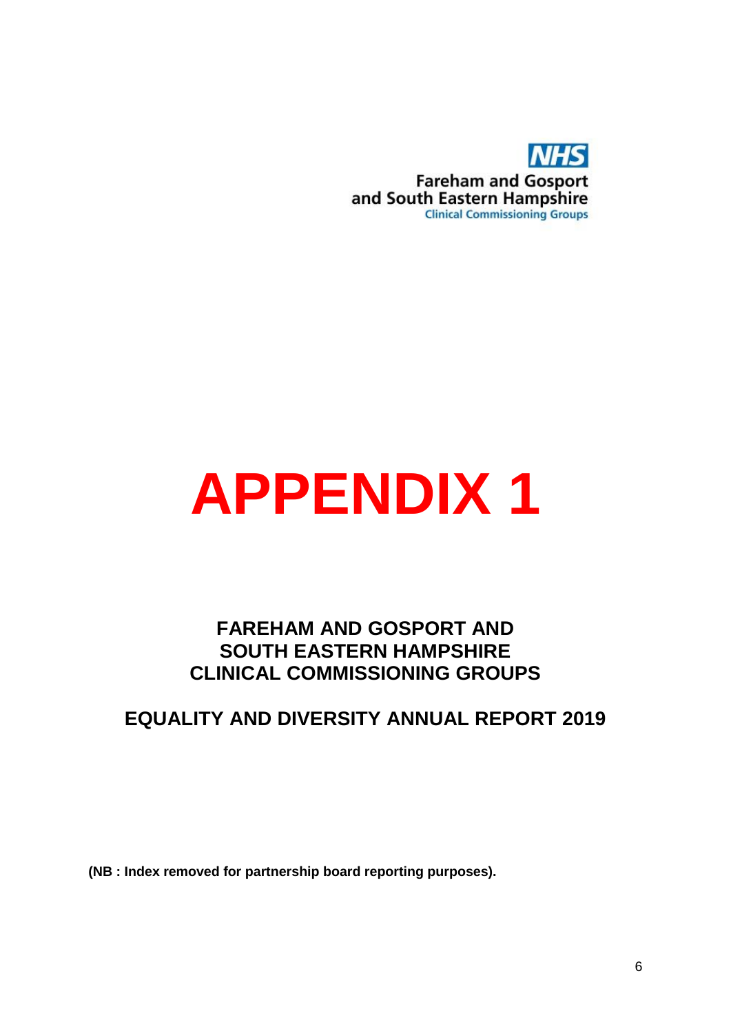NHS
Fareham and Gosport
and South Eastern Hampshire
Clinical Commissioning Groups

# APPENDIX 1

## FAREHAM AND GOSPORT AND SOUTH EASTERN HAMPSHIRE CLINICAL COMMISSIONING GROUPS

## EQUALITY AND DIVERSITY ANNUAL REPORT 2019

**(NB : Index removed for partnership board reporting purposes).**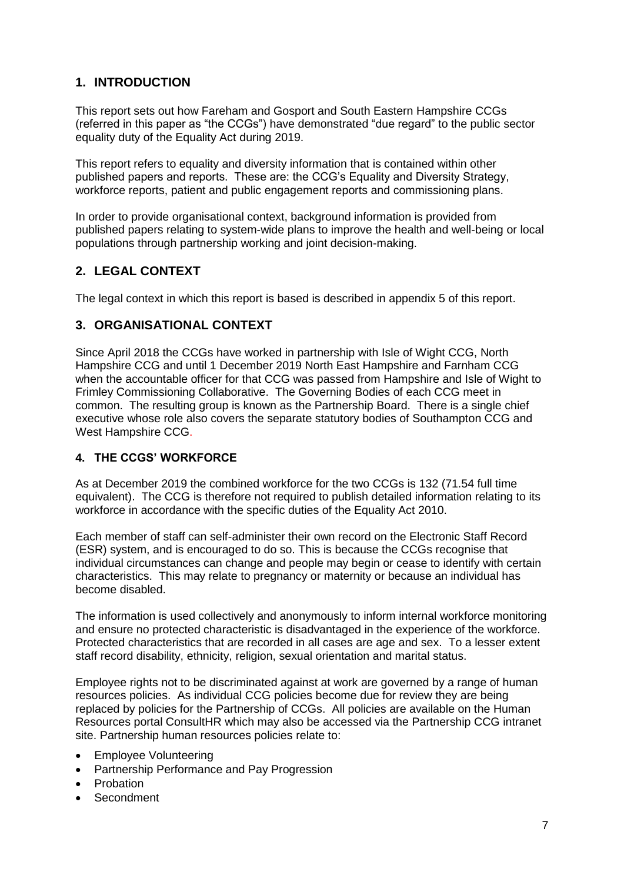## 1. INTRODUCTION

This report sets out how Fareham and Gosport and South Eastern Hampshire CCGs (referred in this paper as "the CCGs") have demonstrated "due regard" to the public sector equality duty of the Equality Act during 2019.

This report refers to equality and diversity information that is contained within other published papers and reports. These are: the CCG's Equality and Diversity Strategy, workforce reports, patient and public engagement reports and commissioning plans.

In order to provide organisational context, background information is provided from published papers relating to system-wide plans to improve the health and well-being or local populations through partnership working and joint decision-making.

## 2. LEGAL CONTEXT

The legal context in which this report is based is described in appendix 5 of this report.

## 3. ORGANISATIONAL CONTEXT

Since April 2018 the CCGs have worked in partnership with Isle of Wight CCG, North Hampshire CCG and until 1 December 2019 North East Hampshire and Farnham CCG when the accountable officer for that CCG was passed from Hampshire and Isle of Wight to Frimley Commissioning Collaborative. The Governing Bodies of each CCG meet in common. The resulting group is known as the Partnership Board. There is a single chief executive whose role also covers the separate statutory bodies of Southampton CCG and West Hampshire CCG.

### 4. THE CCGS' WORKFORCE

As at December 2019 the combined workforce for the two CCGs is 132 (71.54 full time equivalent). The CCG is therefore not required to publish detailed information relating to its workforce in accordance with the specific duties of the Equality Act 2010.

Each member of staff can self-administer their own record on the Electronic Staff Record (ESR) system, and is encouraged to do so. This is because the CCGs recognise that individual circumstances can change and people may begin or cease to identify with certain characteristics. This may relate to pregnancy or maternity or because an individual has become disabled.

The information is used collectively and anonymously to inform internal workforce monitoring and ensure no protected characteristic is disadvantaged in the experience of the workforce. Protected characteristics that are recorded in all cases are age and sex. To a lesser extent staff record disability, ethnicity, religion, sexual orientation and marital status.

Employee rights not to be discriminated against at work are governed by a range of human resources policies. As individual CCG policies become due for review they are being replaced by policies for the Partnership of CCGs. All policies are available on the Human Resources portal ConsultHR which may also be accessed via the Partnership CCG intranet site. Partnership human resources policies relate to:

- Employee Volunteering
- Partnership Performance and Pay Progression
- Probation
- Secondment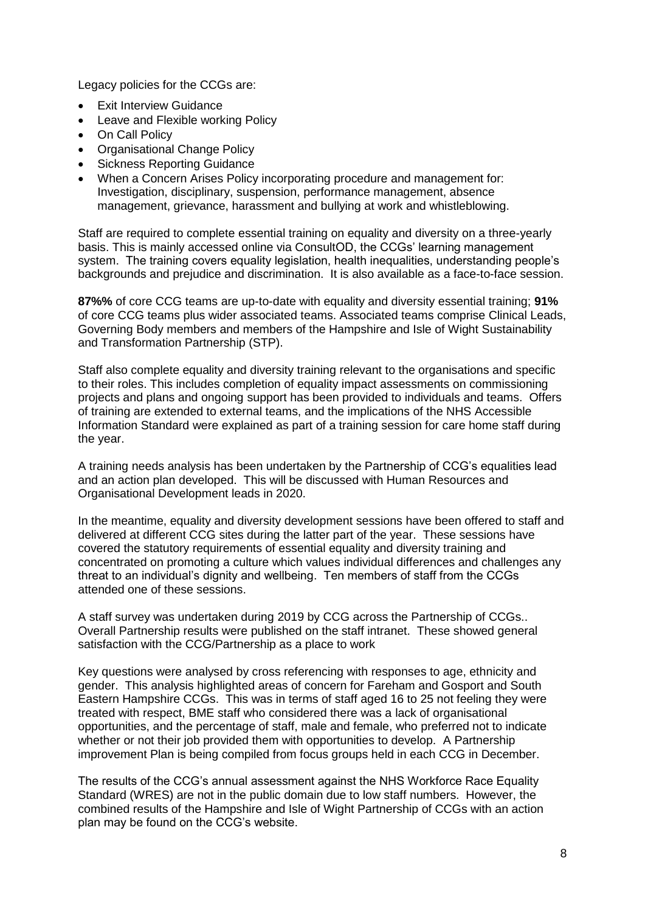Legacy policies for the CCGs are:

- Exit Interview Guidance
- Leave and Flexible working Policy
- On Call Policy
- Organisational Change Policy
- Sickness Reporting Guidance
- When a Concern Arises Policy incorporating procedure and management for: Investigation, disciplinary, suspension, performance management, absence management, grievance, harassment and bullying at work and whistleblowing.

Staff are required to complete essential training on equality and diversity on a three-yearly basis. This is mainly accessed online via ConsultOD, the CCGs' learning management system. The training covers equality legislation, health inequalities, understanding people's backgrounds and prejudice and discrimination. It is also available as a face-to-face session.

**87%%** of core CCG teams are up-to-date with equality and diversity essential training; **91%** of core CCG teams plus wider associated teams. Associated teams comprise Clinical Leads, Governing Body members and members of the Hampshire and Isle of Wight Sustainability and Transformation Partnership (STP).

Staff also complete equality and diversity training relevant to the organisations and specific to their roles. This includes completion of equality impact assessments on commissioning projects and plans and ongoing support has been provided to individuals and teams. Offers of training are extended to external teams, and the implications of the NHS Accessible Information Standard were explained as part of a training session for care home staff during the year.

A training needs analysis has been undertaken by the Partnership of CCG's equalities lead and an action plan developed. This will be discussed with Human Resources and Organisational Development leads in 2020.

In the meantime, equality and diversity development sessions have been offered to staff and delivered at different CCG sites during the latter part of the year. These sessions have covered the statutory requirements of essential equality and diversity training and concentrated on promoting a culture which values individual differences and challenges any threat to an individual's dignity and wellbeing. Ten members of staff from the CCGs attended one of these sessions.

A staff survey was undertaken during 2019 by CCG across the Partnership of CCGs.. Overall Partnership results were published on the staff intranet. These showed general satisfaction with the CCG/Partnership as a place to work

Key questions were analysed by cross referencing with responses to age, ethnicity and gender. This analysis highlighted areas of concern for Fareham and Gosport and South Eastern Hampshire CCGs. This was in terms of staff aged 16 to 25 not feeling they were treated with respect, BME staff who considered there was a lack of organisational opportunities, and the percentage of staff, male and female, who preferred not to indicate whether or not their job provided them with opportunities to develop. A Partnership improvement Plan is being compiled from focus groups held in each CCG in December.

The results of the CCG's annual assessment against the NHS Workforce Race Equality Standard (WRES) are not in the public domain due to low staff numbers. However, the combined results of the Hampshire and Isle of Wight Partnership of CCGs with an action plan may be found on the CCG's website.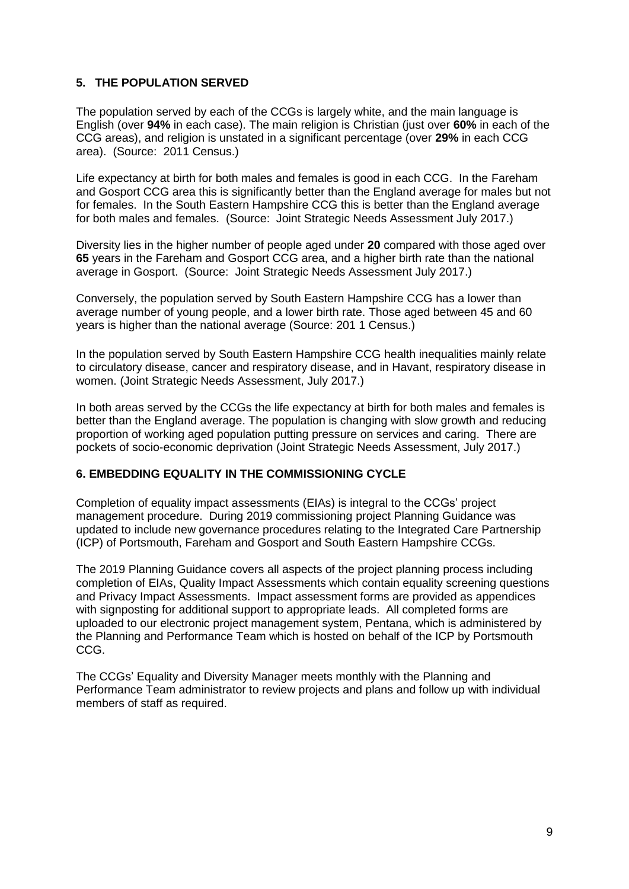## 5. THE POPULATION SERVED

The population served by each of the CCGs is largely white, and the main language is English (over **94%** in each case). The main religion is Christian (just over **60%** in each of the CCG areas), and religion is unstated in a significant percentage (over **29%** in each CCG area). (Source: 2011 Census.)

Life expectancy at birth for both males and females is good in each CCG. In the Fareham and Gosport CCG area this is significantly better than the England average for males but not for females. In the South Eastern Hampshire CCG this is better than the England average for both males and females. (Source: Joint Strategic Needs Assessment July 2017.)

Diversity lies in the higher number of people aged under **20** compared with those aged over **65** years in the Fareham and Gosport CCG area, and a higher birth rate than the national average in Gosport. (Source: Joint Strategic Needs Assessment July 2017.)

Conversely, the population served by South Eastern Hampshire CCG has a lower than average number of young people, and a lower birth rate. Those aged between 45 and 60 years is higher than the national average (Source: 201 1 Census.)

In the population served by South Eastern Hampshire CCG health inequalities mainly relate to circulatory disease, cancer and respiratory disease, and in Havant, respiratory disease in women. (Joint Strategic Needs Assessment, July 2017.)

In both areas served by the CCGs the life expectancy at birth for both males and females is better than the England average. The population is changing with slow growth and reducing proportion of working aged population putting pressure on services and caring. There are pockets of socio-economic deprivation (Joint Strategic Needs Assessment, July 2017.)

## 6. EMBEDDING EQUALITY IN THE COMMISSIONING CYCLE

Completion of equality impact assessments (EIAs) is integral to the CCGs' project management procedure. During 2019 commissioning project Planning Guidance was updated to include new governance procedures relating to the Integrated Care Partnership (ICP) of Portsmouth, Fareham and Gosport and South Eastern Hampshire CCGs.

The 2019 Planning Guidance covers all aspects of the project planning process including completion of EIAs, Quality Impact Assessments which contain equality screening questions and Privacy Impact Assessments. Impact assessment forms are provided as appendices with signposting for additional support to appropriate leads. All completed forms are uploaded to our electronic project management system, Pentana, which is administered by the Planning and Performance Team which is hosted on behalf of the ICP by Portsmouth CCG.

The CCGs' Equality and Diversity Manager meets monthly with the Planning and Performance Team administrator to review projects and plans and follow up with individual members of staff as required.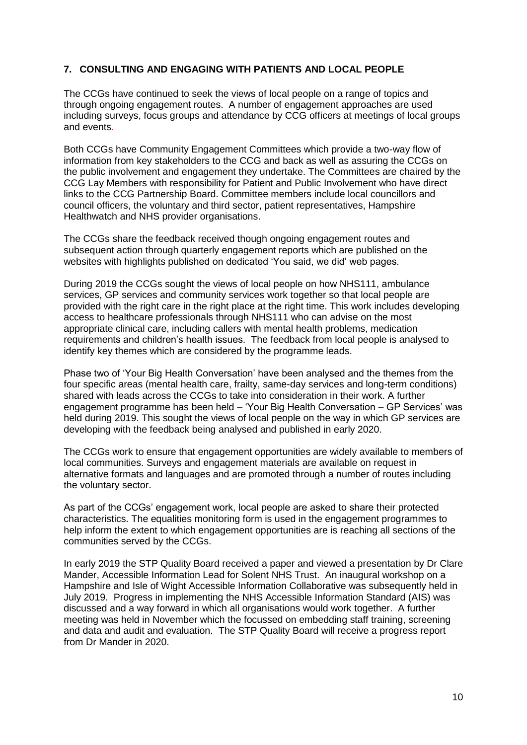## 7. CONSULTING AND ENGAGING WITH PATIENTS AND LOCAL PEOPLE

The CCGs have continued to seek the views of local people on a range of topics and through ongoing engagement routes. A number of engagement approaches are used including surveys, focus groups and attendance by CCG officers at meetings of local groups and events.

Both CCGs have Community Engagement Committees which provide a two-way flow of information from key stakeholders to the CCG and back as well as assuring the CCGs on the public involvement and engagement they undertake. The Committees are chaired by the CCG Lay Members with responsibility for Patient and Public Involvement who have direct links to the CCG Partnership Board. Committee members include local councillors and council officers, the voluntary and third sector, patient representatives, Hampshire Healthwatch and NHS provider organisations.

The CCGs share the feedback received though ongoing engagement routes and subsequent action through quarterly engagement reports which are published on the websites with highlights published on dedicated 'You said, we did' web pages.

During 2019 the CCGs sought the views of local people on how NHS111, ambulance services, GP services and community services work together so that local people are provided with the right care in the right place at the right time. This work includes developing access to healthcare professionals through NHS111 who can advise on the most appropriate clinical care, including callers with mental health problems, medication requirements and children's health issues. The feedback from local people is analysed to identify key themes which are considered by the programme leads.

Phase two of 'Your Big Health Conversation' have been analysed and the themes from the four specific areas (mental health care, frailty, same-day services and long-term conditions) shared with leads across the CCGs to take into consideration in their work. A further engagement programme has been held – 'Your Big Health Conversation – GP Services' was held during 2019. This sought the views of local people on the way in which GP services are developing with the feedback being analysed and published in early 2020.

The CCGs work to ensure that engagement opportunities are widely available to members of local communities. Surveys and engagement materials are available on request in alternative formats and languages and are promoted through a number of routes including the voluntary sector.

As part of the CCGs' engagement work, local people are asked to share their protected characteristics. The equalities monitoring form is used in the engagement programmes to help inform the extent to which engagement opportunities are is reaching all sections of the communities served by the CCGs.

In early 2019 the STP Quality Board received a paper and viewed a presentation by Dr Clare Mander, Accessible Information Lead for Solent NHS Trust. An inaugural workshop on a Hampshire and Isle of Wight Accessible Information Collaborative was subsequently held in July 2019. Progress in implementing the NHS Accessible Information Standard (AIS) was discussed and a way forward in which all organisations would work together. A further meeting was held in November which the focussed on embedding staff training, screening and data and audit and evaluation. The STP Quality Board will receive a progress report from Dr Mander in 2020.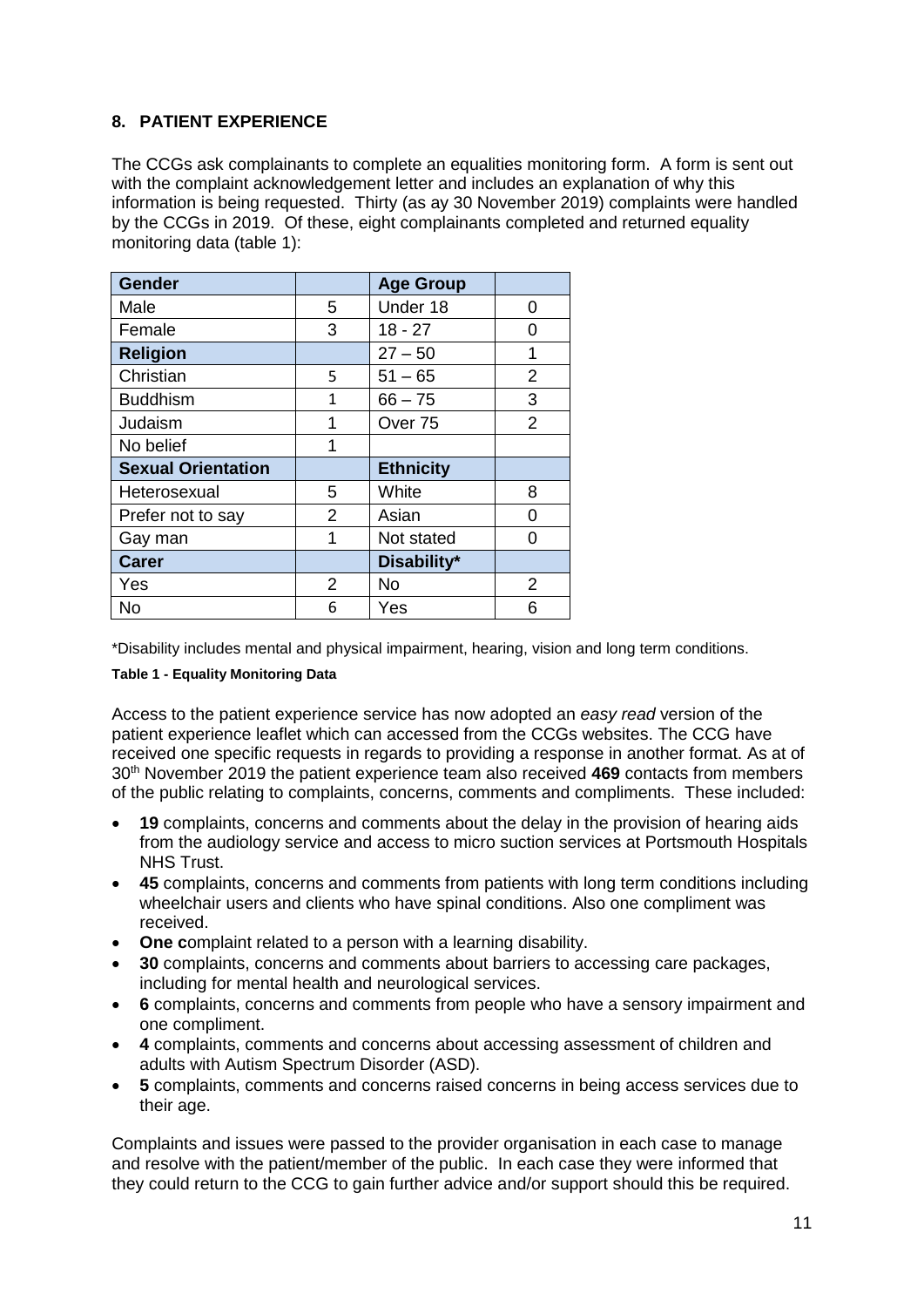## 8. PATIENT EXPERIENCE

The CCGs ask complainants to complete an equalities monitoring form. A form is sent out with the complaint acknowledgement letter and includes an explanation of why this information is being requested. Thirty (as ay 30 November 2019) complaints were handled by the CCGs in 2019. Of these, eight complainants completed and returned equality monitoring data (table 1):

| **Gender** | | **Age Group** | |
|---|---|---|---|
| Male | 5 | Under 18 | 0 |
| Female | 3 | 18 - 27 | 0 |
| **Religion** | | 27 – 50 | 1 |
| Christian | 5 | 51 – 65 | 2 |
| Buddhism | 1 | 66 – 75 | 3 |
| Judaism | 1 | Over 75 | 2 |
| No belief | 1 | | |
| **Sexual Orientation** | | **Ethnicity** | |
| Heterosexual | 5 | White | 8 |
| Prefer not to say | 2 | Asian | 0 |
| Gay man | 1 | Not stated | 0 |
| **Carer** | | **Disability*** | |
| Yes | 2 | No | 2 |
| No | 6 | Yes | 6 |

*Disability includes mental and physical impairment, hearing, vision and long term conditions.

**Table 1 - Equality Monitoring Data**

Access to the patient experience service has now adopted an *easy read* version of the patient experience leaflet which can accessed from the CCGs websites. The CCG have received one specific requests in regards to providing a response in another format. As at of 30th November 2019 the patient experience team also received **469** contacts from members of the public relating to complaints, concerns, comments and compliments. These included:

- **19** complaints, concerns and comments about the delay in the provision of hearing aids from the audiology service and access to micro suction services at Portsmouth Hospitals NHS Trust.
- **45** complaints, concerns and comments from patients with long term conditions including wheelchair users and clients who have spinal conditions. Also one compliment was received.
- **One c**omplaint related to a person with a learning disability.
- **30** complaints, concerns and comments about barriers to accessing care packages, including for mental health and neurological services.
- **6** complaints, concerns and comments from people who have a sensory impairment and one compliment.
- **4** complaints, comments and concerns about accessing assessment of children and adults with Autism Spectrum Disorder (ASD).
- **5** complaints, comments and concerns raised concerns in being access services due to their age.

Complaints and issues were passed to the provider organisation in each case to manage and resolve with the patient/member of the public. In each case they were informed that they could return to the CCG to gain further advice and/or support should this be required.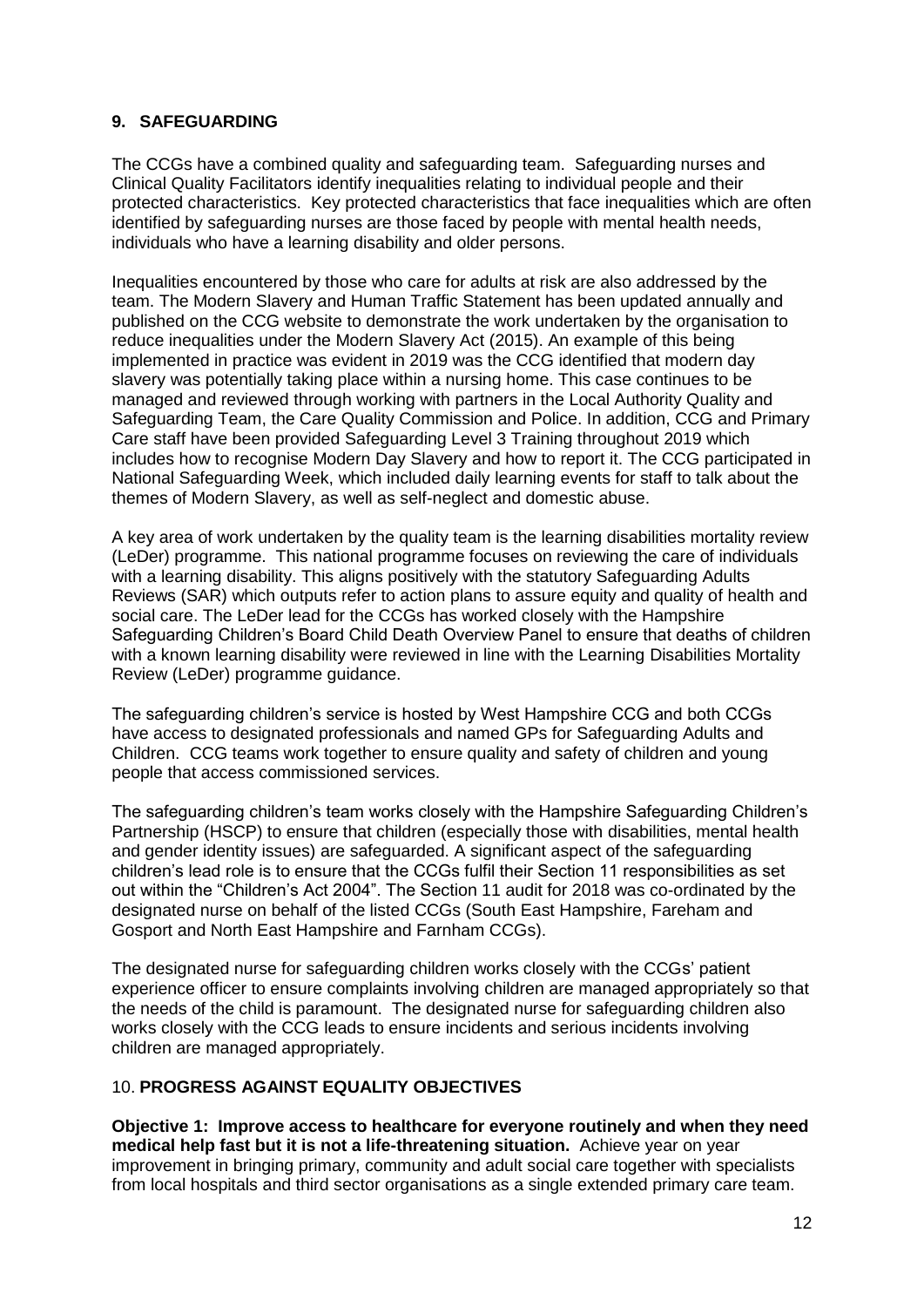## 9. SAFEGUARDING

The CCGs have a combined quality and safeguarding team. Safeguarding nurses and Clinical Quality Facilitators identify inequalities relating to individual people and their protected characteristics. Key protected characteristics that face inequalities which are often identified by safeguarding nurses are those faced by people with mental health needs, individuals who have a learning disability and older persons.

Inequalities encountered by those who care for adults at risk are also addressed by the team. The Modern Slavery and Human Traffic Statement has been updated annually and published on the CCG website to demonstrate the work undertaken by the organisation to reduce inequalities under the Modern Slavery Act (2015). An example of this being implemented in practice was evident in 2019 was the CCG identified that modern day slavery was potentially taking place within a nursing home. This case continues to be managed and reviewed through working with partners in the Local Authority Quality and Safeguarding Team, the Care Quality Commission and Police. In addition, CCG and Primary Care staff have been provided Safeguarding Level 3 Training throughout 2019 which includes how to recognise Modern Day Slavery and how to report it. The CCG participated in National Safeguarding Week, which included daily learning events for staff to talk about the themes of Modern Slavery, as well as self-neglect and domestic abuse.

A key area of work undertaken by the quality team is the learning disabilities mortality review (LeDer) programme. This national programme focuses on reviewing the care of individuals with a learning disability. This aligns positively with the statutory Safeguarding Adults Reviews (SAR) which outputs refer to action plans to assure equity and quality of health and social care. The LeDer lead for the CCGs has worked closely with the Hampshire Safeguarding Children's Board Child Death Overview Panel to ensure that deaths of children with a known learning disability were reviewed in line with the Learning Disabilities Mortality Review (LeDer) programme guidance.

The safeguarding children's service is hosted by West Hampshire CCG and both CCGs have access to designated professionals and named GPs for Safeguarding Adults and Children. CCG teams work together to ensure quality and safety of children and young people that access commissioned services.

The safeguarding children's team works closely with the Hampshire Safeguarding Children's Partnership (HSCP) to ensure that children (especially those with disabilities, mental health and gender identity issues) are safeguarded. A significant aspect of the safeguarding children's lead role is to ensure that the CCGs fulfil their Section 11 responsibilities as set out within the "Children's Act 2004". The Section 11 audit for 2018 was co-ordinated by the designated nurse on behalf of the listed CCGs (South East Hampshire, Fareham and Gosport and North East Hampshire and Farnham CCGs).

The designated nurse for safeguarding children works closely with the CCGs' patient experience officer to ensure complaints involving children are managed appropriately so that the needs of the child is paramount. The designated nurse for safeguarding children also works closely with the CCG leads to ensure incidents and serious incidents involving children are managed appropriately.

## 10. PROGRESS AGAINST EQUALITY OBJECTIVES

**Objective 1: Improve access to healthcare for everyone routinely and when they need medical help fast but it is not a life-threatening situation.** Achieve year on year improvement in bringing primary, community and adult social care together with specialists from local hospitals and third sector organisations as a single extended primary care team.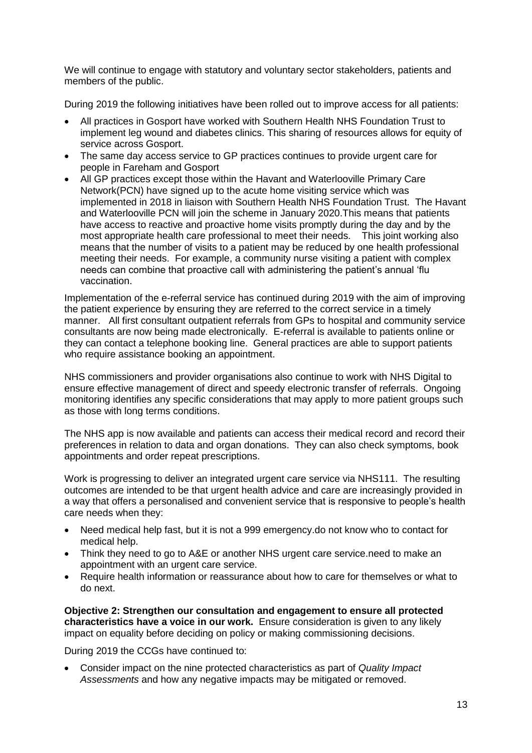We will continue to engage with statutory and voluntary sector stakeholders, patients and members of the public.

During 2019 the following initiatives have been rolled out to improve access for all patients:

- All practices in Gosport have worked with Southern Health NHS Foundation Trust to implement leg wound and diabetes clinics. This sharing of resources allows for equity of service across Gosport.
- The same day access service to GP practices continues to provide urgent care for people in Fareham and Gosport
- All GP practices except those within the Havant and Waterlooville Primary Care Network(PCN) have signed up to the acute home visiting service which was implemented in 2018 in liaison with Southern Health NHS Foundation Trust. The Havant and Waterlooville PCN will join the scheme in January 2020.This means that patients have access to reactive and proactive home visits promptly during the day and by the most appropriate health care professional to meet their needs. This joint working also means that the number of visits to a patient may be reduced by one health professional meeting their needs. For example, a community nurse visiting a patient with complex needs can combine that proactive call with administering the patient's annual 'flu vaccination.

Implementation of the e-referral service has continued during 2019 with the aim of improving the patient experience by ensuring they are referred to the correct service in a timely manner. All first consultant outpatient referrals from GPs to hospital and community service consultants are now being made electronically. E-referral is available to patients online or they can contact a telephone booking line. General practices are able to support patients who require assistance booking an appointment.

NHS commissioners and provider organisations also continue to work with NHS Digital to ensure effective management of direct and speedy electronic transfer of referrals. Ongoing monitoring identifies any specific considerations that may apply to more patient groups such as those with long terms conditions.

The NHS app is now available and patients can access their medical record and record their preferences in relation to data and organ donations. They can also check symptoms, book appointments and order repeat prescriptions.

Work is progressing to deliver an integrated urgent care service via NHS111. The resulting outcomes are intended to be that urgent health advice and care are increasingly provided in a way that offers a personalised and convenient service that is responsive to people's health care needs when they:

- Need medical help fast, but it is not a 999 emergency.do not know who to contact for medical help.
- Think they need to go to A&E or another NHS urgent care service.need to make an appointment with an urgent care service.
- Require health information or reassurance about how to care for themselves or what to do next.

**Objective 2: Strengthen our consultation and engagement to ensure all protected characteristics have a voice in our work.** Ensure consideration is given to any likely impact on equality before deciding on policy or making commissioning decisions.

During 2019 the CCGs have continued to:

- Consider impact on the nine protected characteristics as part of *Quality Impact Assessments* and how any negative impacts may be mitigated or removed.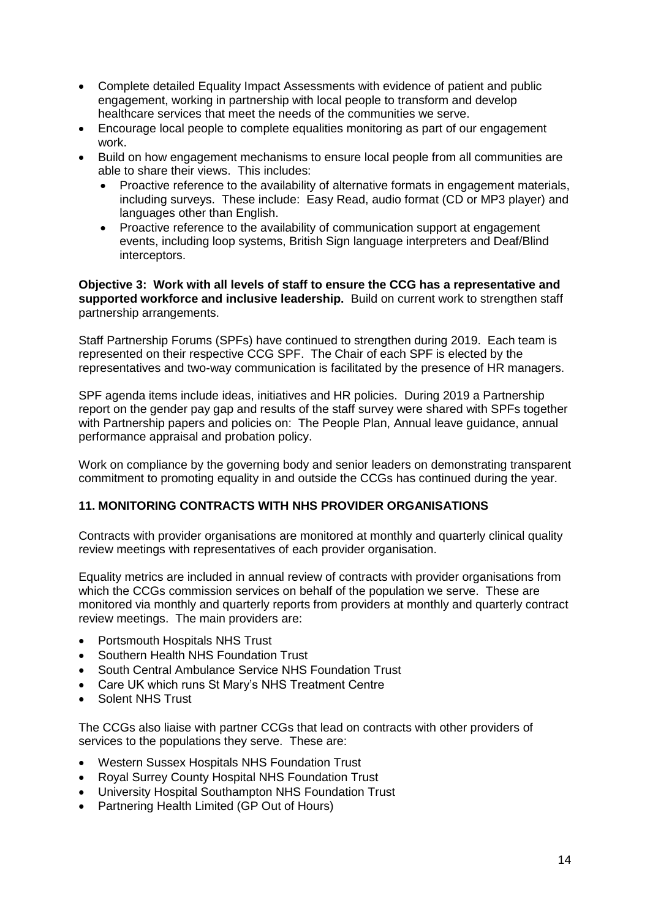- Complete detailed Equality Impact Assessments with evidence of patient and public engagement, working in partnership with local people to transform and develop healthcare services that meet the needs of the communities we serve.
- Encourage local people to complete equalities monitoring as part of our engagement work.
- Build on how engagement mechanisms to ensure local people from all communities are able to share their views. This includes:
    - Proactive reference to the availability of alternative formats in engagement materials, including surveys. These include: Easy Read, audio format (CD or MP3 player) and languages other than English.
    - Proactive reference to the availability of communication support at engagement events, including loop systems, British Sign language interpreters and Deaf/Blind interceptors.

**Objective 3: Work with all levels of staff to ensure the CCG has a representative and supported workforce and inclusive leadership.** Build on current work to strengthen staff partnership arrangements.

Staff Partnership Forums (SPFs) have continued to strengthen during 2019. Each team is represented on their respective CCG SPF. The Chair of each SPF is elected by the representatives and two-way communication is facilitated by the presence of HR managers.

SPF agenda items include ideas, initiatives and HR policies. During 2019 a Partnership report on the gender pay gap and results of the staff survey were shared with SPFs together with Partnership papers and policies on: The People Plan, Annual leave guidance, annual performance appraisal and probation policy.

Work on compliance by the governing body and senior leaders on demonstrating transparent commitment to promoting equality in and outside the CCGs has continued during the year.

## 11. MONITORING CONTRACTS WITH NHS PROVIDER ORGANISATIONS

Contracts with provider organisations are monitored at monthly and quarterly clinical quality review meetings with representatives of each provider organisation.

Equality metrics are included in annual review of contracts with provider organisations from which the CCGs commission services on behalf of the population we serve. These are monitored via monthly and quarterly reports from providers at monthly and quarterly contract review meetings. The main providers are:

- Portsmouth Hospitals NHS Trust
- Southern Health NHS Foundation Trust
- South Central Ambulance Service NHS Foundation Trust
- Care UK which runs St Mary's NHS Treatment Centre
- Solent NHS Trust

The CCGs also liaise with partner CCGs that lead on contracts with other providers of services to the populations they serve. These are:

- Western Sussex Hospitals NHS Foundation Trust
- Royal Surrey County Hospital NHS Foundation Trust
- University Hospital Southampton NHS Foundation Trust
- Partnering Health Limited (GP Out of Hours)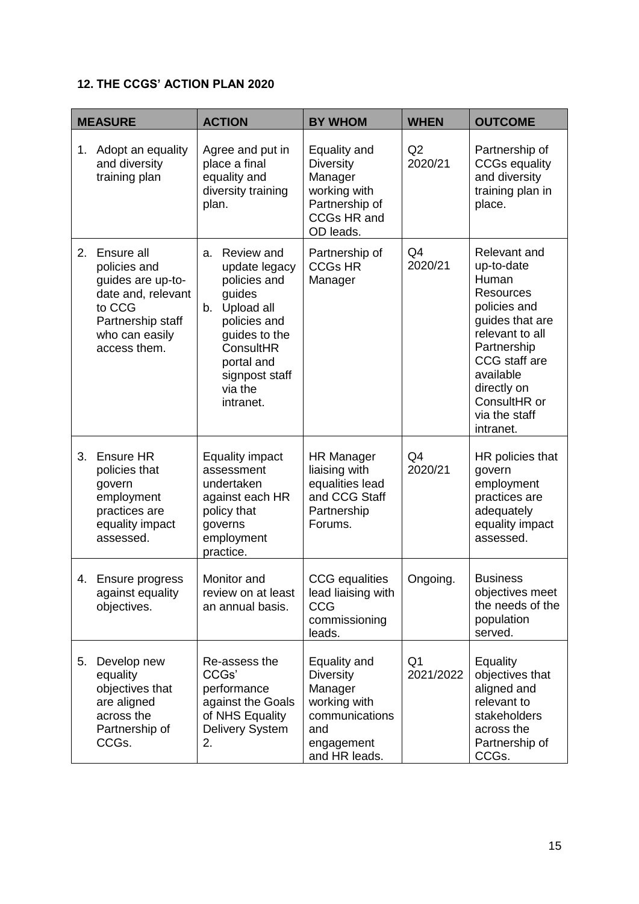**12. THE CCGS' ACTION PLAN 2020**

| MEASURE | ACTION | BY WHOM | WHEN | OUTCOME |
|---|---|---|---|---|
| 1. Adopt an equality and diversity training plan | Agree and put in place a final equality and diversity training plan. | Equality and Diversity Manager working with Partnership of CCGs HR and OD leads. | Q2 2020/21 | Partnership of CCGs equality and diversity training plan in place. |
| 2. Ensure all policies and guides are up-to-date and, relevant to CCG Partnership staff who can easily access them. | a. Review and update legacy policies and guides<br>b. Upload all policies and guides to the ConsultHR portal and signpost staff via the intranet. | Partnership of CCGs HR Manager | Q4 2020/21 | Relevant and up-to-date Human Resources policies and guides that are relevant to all Partnership CCG staff are available directly on ConsultHR or via the staff intranet. |
| 3. Ensure HR policies that govern employment practices are equality impact assessed. | Equality impact assessment undertaken against each HR policy that governs employment practice. | HR Manager liaising with equalities lead and CCG Staff Partnership Forums. | Q4 2020/21 | HR policies that govern employment practices are adequately equality impact assessed. |
| 4. Ensure progress against equality objectives. | Monitor and review on at least an annual basis. | CCG equalities lead liaising with CCG commissioning leads. | Ongoing. | Business objectives meet the needs of the population served. |
| 5. Develop new equality objectives that are aligned across the Partnership of CCGs. | Re-assess the CCGs' performance against the Goals of NHS Equality Delivery System 2. | Equality and Diversity Manager working with communications and engagement and HR leads. | Q1 2021/2022 | Equality objectives that aligned and relevant to stakeholders across the Partnership of CCGs. |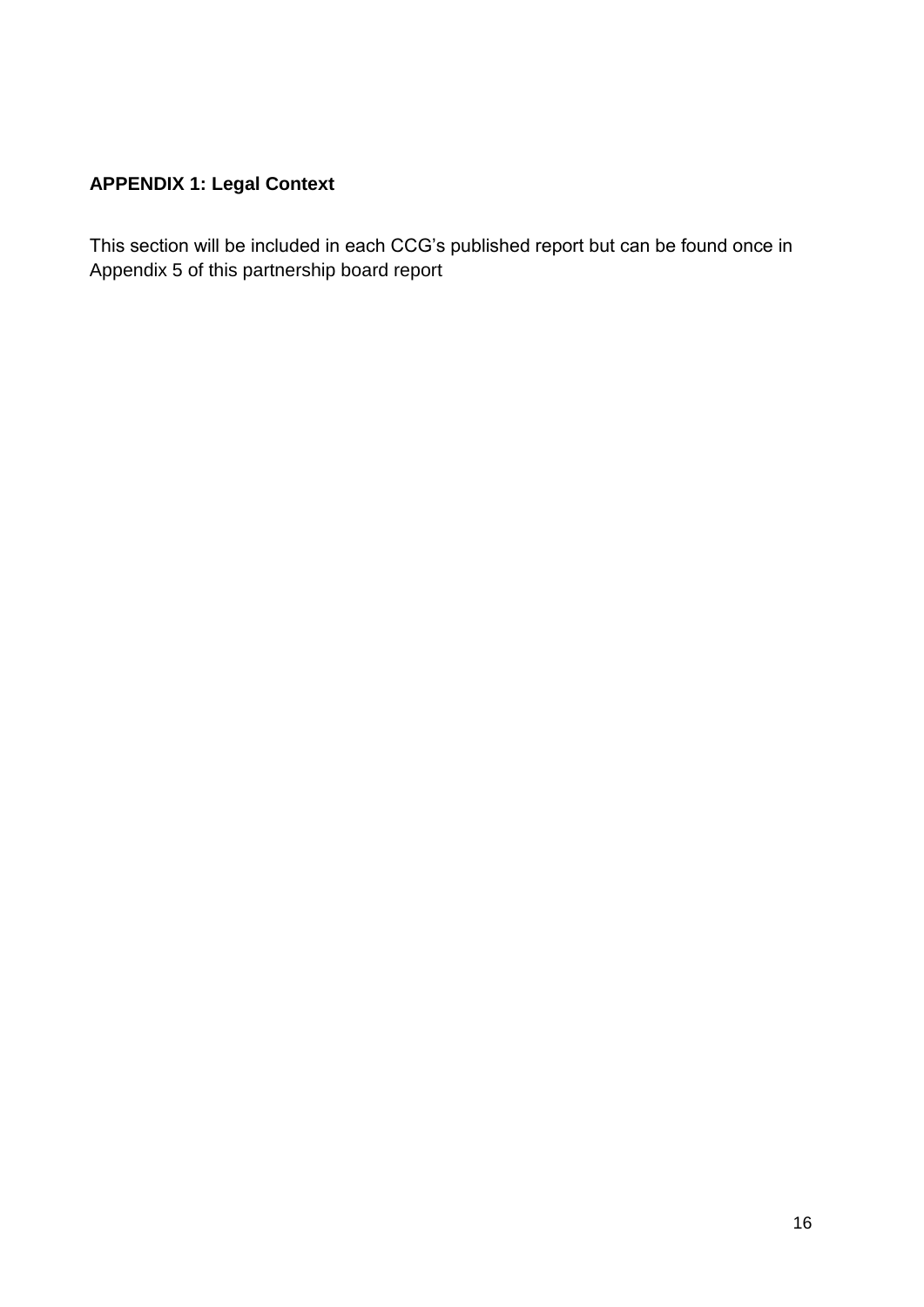**APPENDIX 1: Legal Context**

This section will be included in each CCG’s published report but can be found once in Appendix 5 of this partnership board report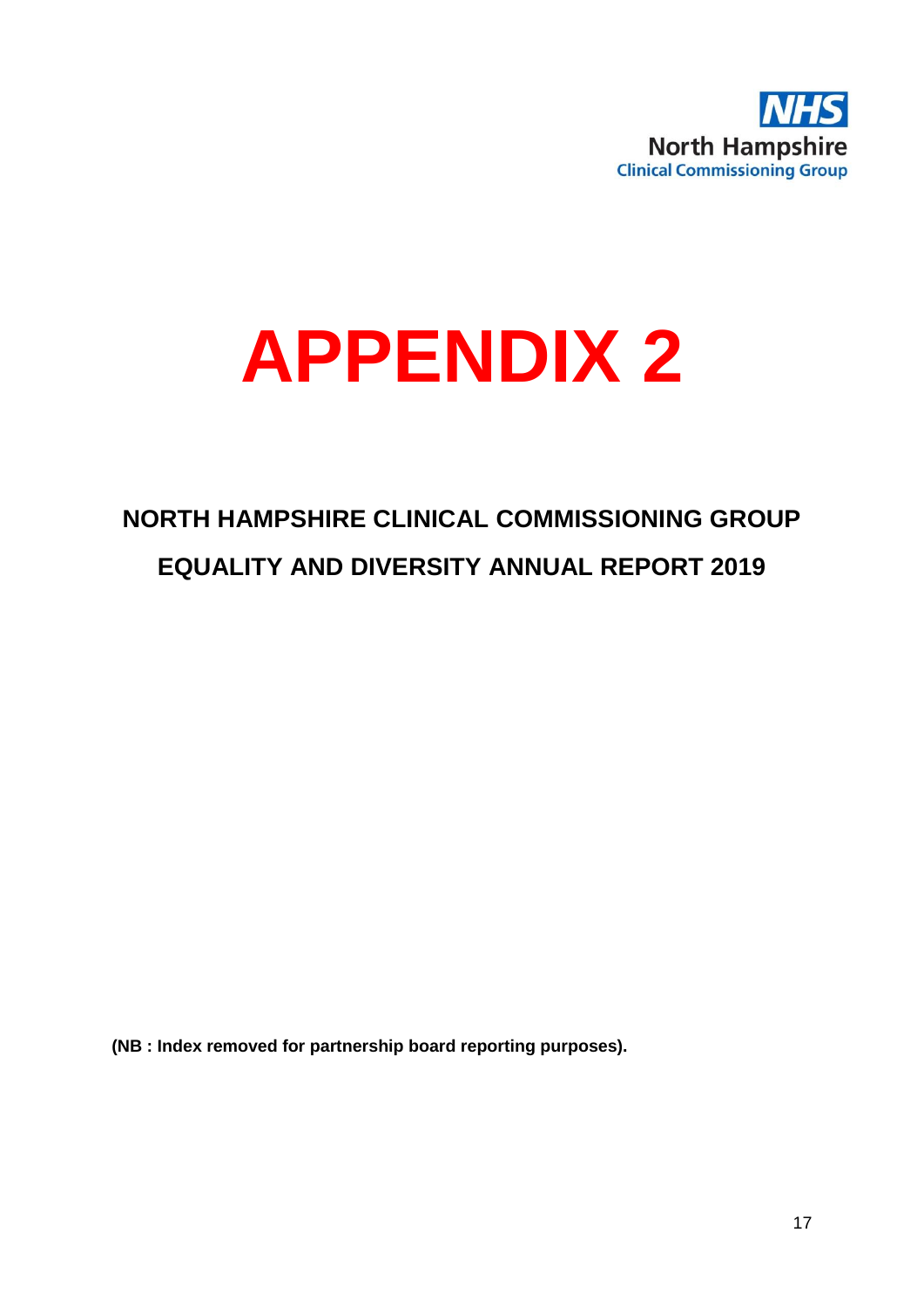NHS
North Hampshire
Clinical Commissioning Group

# APPENDIX 2

## NORTH HAMPSHIRE CLINICAL COMMISSIONING GROUP

## EQUALITY AND DIVERSITY ANNUAL REPORT 2019

**(NB : Index removed for partnership board reporting purposes).**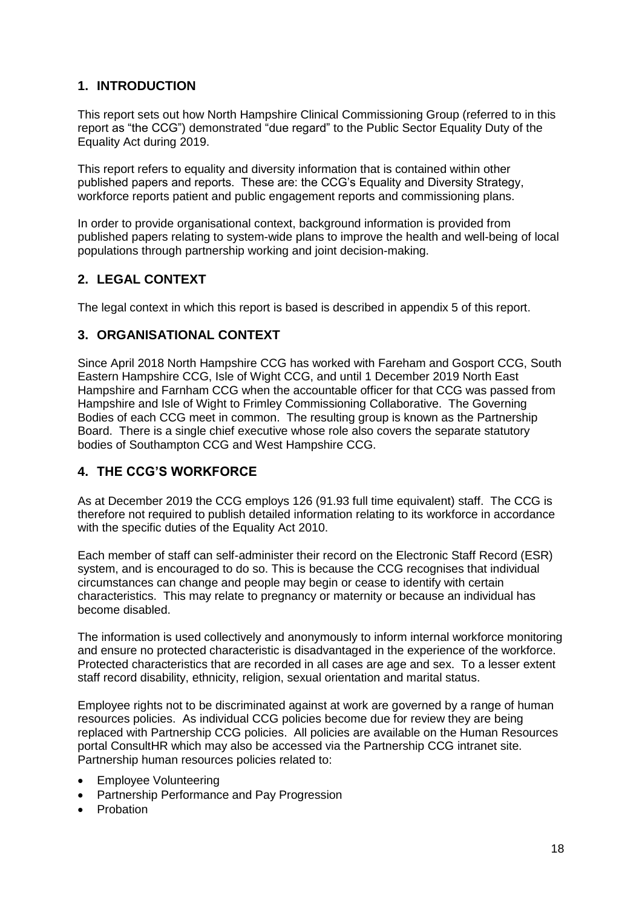## 1. INTRODUCTION

This report sets out how North Hampshire Clinical Commissioning Group (referred to in this report as "the CCG") demonstrated "due regard" to the Public Sector Equality Duty of the Equality Act during 2019.

This report refers to equality and diversity information that is contained within other published papers and reports. These are: the CCG's Equality and Diversity Strategy, workforce reports patient and public engagement reports and commissioning plans.

In order to provide organisational context, background information is provided from published papers relating to system-wide plans to improve the health and well-being of local populations through partnership working and joint decision-making.

## 2. LEGAL CONTEXT

The legal context in which this report is based is described in appendix 5 of this report.

## 3. ORGANISATIONAL CONTEXT

Since April 2018 North Hampshire CCG has worked with Fareham and Gosport CCG, South Eastern Hampshire CCG, Isle of Wight CCG, and until 1 December 2019 North East Hampshire and Farnham CCG when the accountable officer for that CCG was passed from Hampshire and Isle of Wight to Frimley Commissioning Collaborative. The Governing Bodies of each CCG meet in common. The resulting group is known as the Partnership Board. There is a single chief executive whose role also covers the separate statutory bodies of Southampton CCG and West Hampshire CCG.

## 4. THE CCG'S WORKFORCE

As at December 2019 the CCG employs 126 (91.93 full time equivalent) staff. The CCG is therefore not required to publish detailed information relating to its workforce in accordance with the specific duties of the Equality Act 2010.

Each member of staff can self-administer their record on the Electronic Staff Record (ESR) system, and is encouraged to do so. This is because the CCG recognises that individual circumstances can change and people may begin or cease to identify with certain characteristics. This may relate to pregnancy or maternity or because an individual has become disabled.

The information is used collectively and anonymously to inform internal workforce monitoring and ensure no protected characteristic is disadvantaged in the experience of the workforce. Protected characteristics that are recorded in all cases are age and sex. To a lesser extent staff record disability, ethnicity, religion, sexual orientation and marital status.

Employee rights not to be discriminated against at work are governed by a range of human resources policies. As individual CCG policies become due for review they are being replaced with Partnership CCG policies. All policies are available on the Human Resources portal ConsultHR which may also be accessed via the Partnership CCG intranet site. Partnership human resources policies related to:

- Employee Volunteering
- Partnership Performance and Pay Progression
- Probation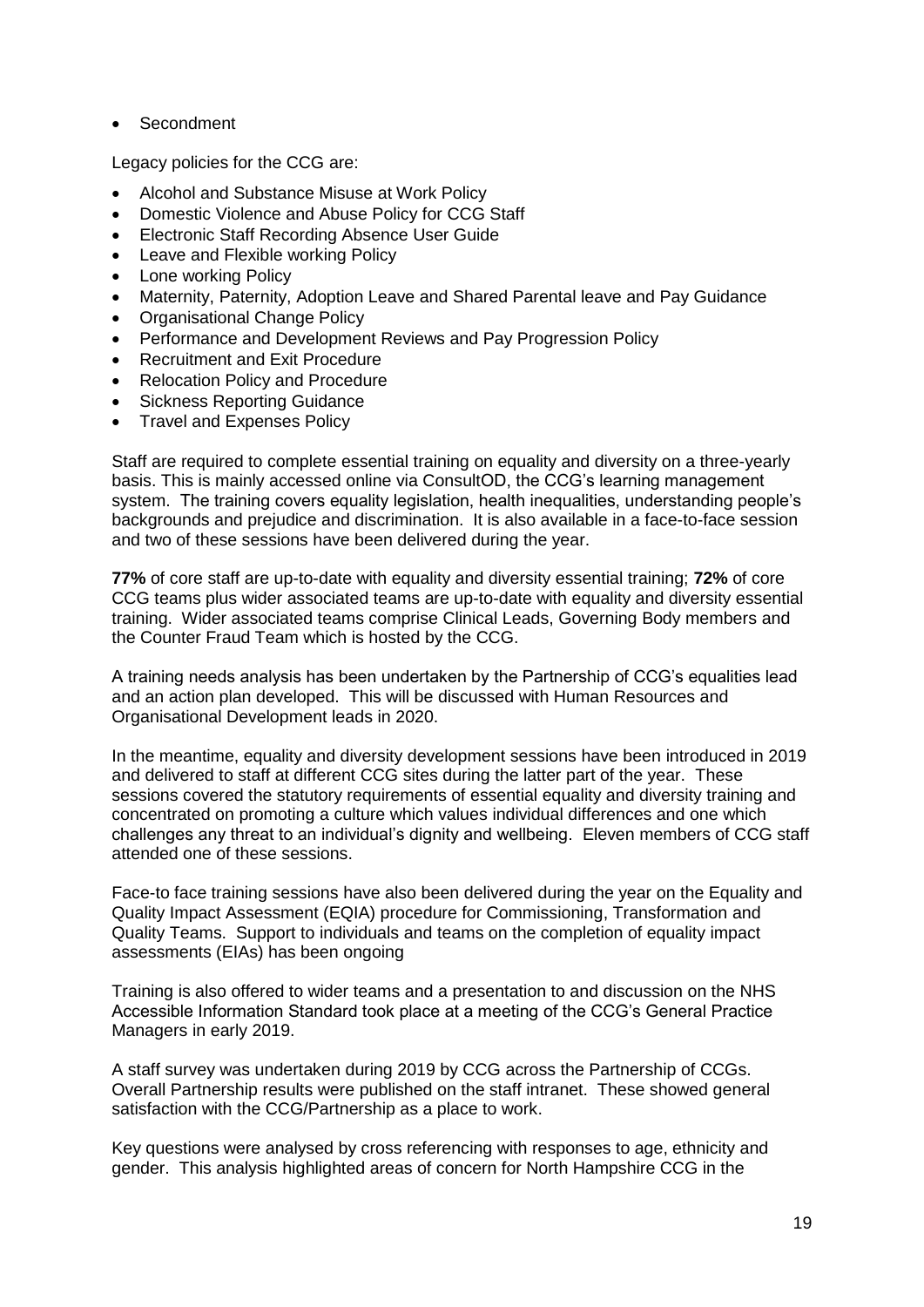- Secondment

Legacy policies for the CCG are:

- Alcohol and Substance Misuse at Work Policy
- Domestic Violence and Abuse Policy for CCG Staff
- Electronic Staff Recording Absence User Guide
- Leave and Flexible working Policy
- Lone working Policy
- Maternity, Paternity, Adoption Leave and Shared Parental leave and Pay Guidance
- Organisational Change Policy
- Performance and Development Reviews and Pay Progression Policy
- Recruitment and Exit Procedure
- Relocation Policy and Procedure
- Sickness Reporting Guidance
- Travel and Expenses Policy

Staff are required to complete essential training on equality and diversity on a three-yearly basis. This is mainly accessed online via ConsultOD, the CCG's learning management system. The training covers equality legislation, health inequalities, understanding people's backgrounds and prejudice and discrimination. It is also available in a face-to-face session and two of these sessions have been delivered during the year.

**77%** of core staff are up-to-date with equality and diversity essential training; **72%** of core CCG teams plus wider associated teams are up-to-date with equality and diversity essential training. Wider associated teams comprise Clinical Leads, Governing Body members and the Counter Fraud Team which is hosted by the CCG.

A training needs analysis has been undertaken by the Partnership of CCG's equalities lead and an action plan developed. This will be discussed with Human Resources and Organisational Development leads in 2020.

In the meantime, equality and diversity development sessions have been introduced in 2019 and delivered to staff at different CCG sites during the latter part of the year. These sessions covered the statutory requirements of essential equality and diversity training and concentrated on promoting a culture which values individual differences and one which challenges any threat to an individual's dignity and wellbeing. Eleven members of CCG staff attended one of these sessions.

Face-to face training sessions have also been delivered during the year on the Equality and Quality Impact Assessment (EQIA) procedure for Commissioning, Transformation and Quality Teams. Support to individuals and teams on the completion of equality impact assessments (EIAs) has been ongoing

Training is also offered to wider teams and a presentation to and discussion on the NHS Accessible Information Standard took place at a meeting of the CCG's General Practice Managers in early 2019.

A staff survey was undertaken during 2019 by CCG across the Partnership of CCGs. Overall Partnership results were published on the staff intranet. These showed general satisfaction with the CCG/Partnership as a place to work.

Key questions were analysed by cross referencing with responses to age, ethnicity and gender. This analysis highlighted areas of concern for North Hampshire CCG in the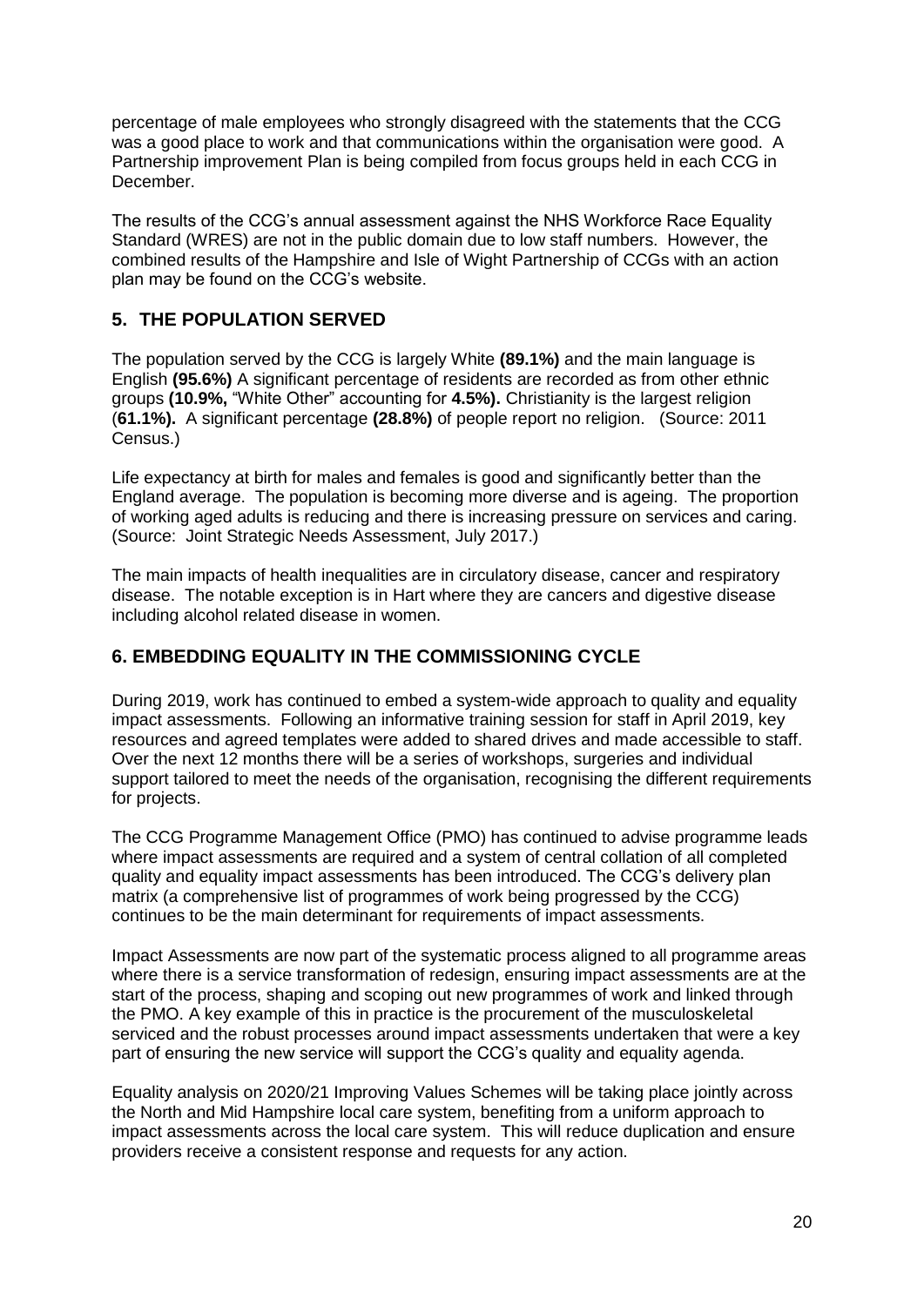percentage of male employees who strongly disagreed with the statements that the CCG was a good place to work and that communications within the organisation were good. A Partnership improvement Plan is being compiled from focus groups held in each CCG in December.

The results of the CCG's annual assessment against the NHS Workforce Race Equality Standard (WRES) are not in the public domain due to low staff numbers. However, the combined results of the Hampshire and Isle of Wight Partnership of CCGs with an action plan may be found on the CCG's website.

## 5. THE POPULATION SERVED

The population served by the CCG is largely White **(89.1%)** and the main language is English **(95.6%)** A significant percentage of residents are recorded as from other ethnic groups **(10.9%,** "White Other" accounting for **4.5%).** Christianity is the largest religion (**61.1%).** A significant percentage **(28.8%)** of people report no religion. (Source: 2011 Census.)

Life expectancy at birth for males and females is good and significantly better than the England average. The population is becoming more diverse and is ageing. The proportion of working aged adults is reducing and there is increasing pressure on services and caring. (Source: Joint Strategic Needs Assessment, July 2017.)

The main impacts of health inequalities are in circulatory disease, cancer and respiratory disease. The notable exception is in Hart where they are cancers and digestive disease including alcohol related disease in women.

## 6. EMBEDDING EQUALITY IN THE COMMISSIONING CYCLE

During 2019, work has continued to embed a system-wide approach to quality and equality impact assessments. Following an informative training session for staff in April 2019, key resources and agreed templates were added to shared drives and made accessible to staff. Over the next 12 months there will be a series of workshops, surgeries and individual support tailored to meet the needs of the organisation, recognising the different requirements for projects.

The CCG Programme Management Office (PMO) has continued to advise programme leads where impact assessments are required and a system of central collation of all completed quality and equality impact assessments has been introduced. The CCG's delivery plan matrix (a comprehensive list of programmes of work being progressed by the CCG) continues to be the main determinant for requirements of impact assessments.

Impact Assessments are now part of the systematic process aligned to all programme areas where there is a service transformation of redesign, ensuring impact assessments are at the start of the process, shaping and scoping out new programmes of work and linked through the PMO. A key example of this in practice is the procurement of the musculoskeletal serviced and the robust processes around impact assessments undertaken that were a key part of ensuring the new service will support the CCG's quality and equality agenda.

Equality analysis on 2020/21 Improving Values Schemes will be taking place jointly across the North and Mid Hampshire local care system, benefiting from a uniform approach to impact assessments across the local care system. This will reduce duplication and ensure providers receive a consistent response and requests for any action.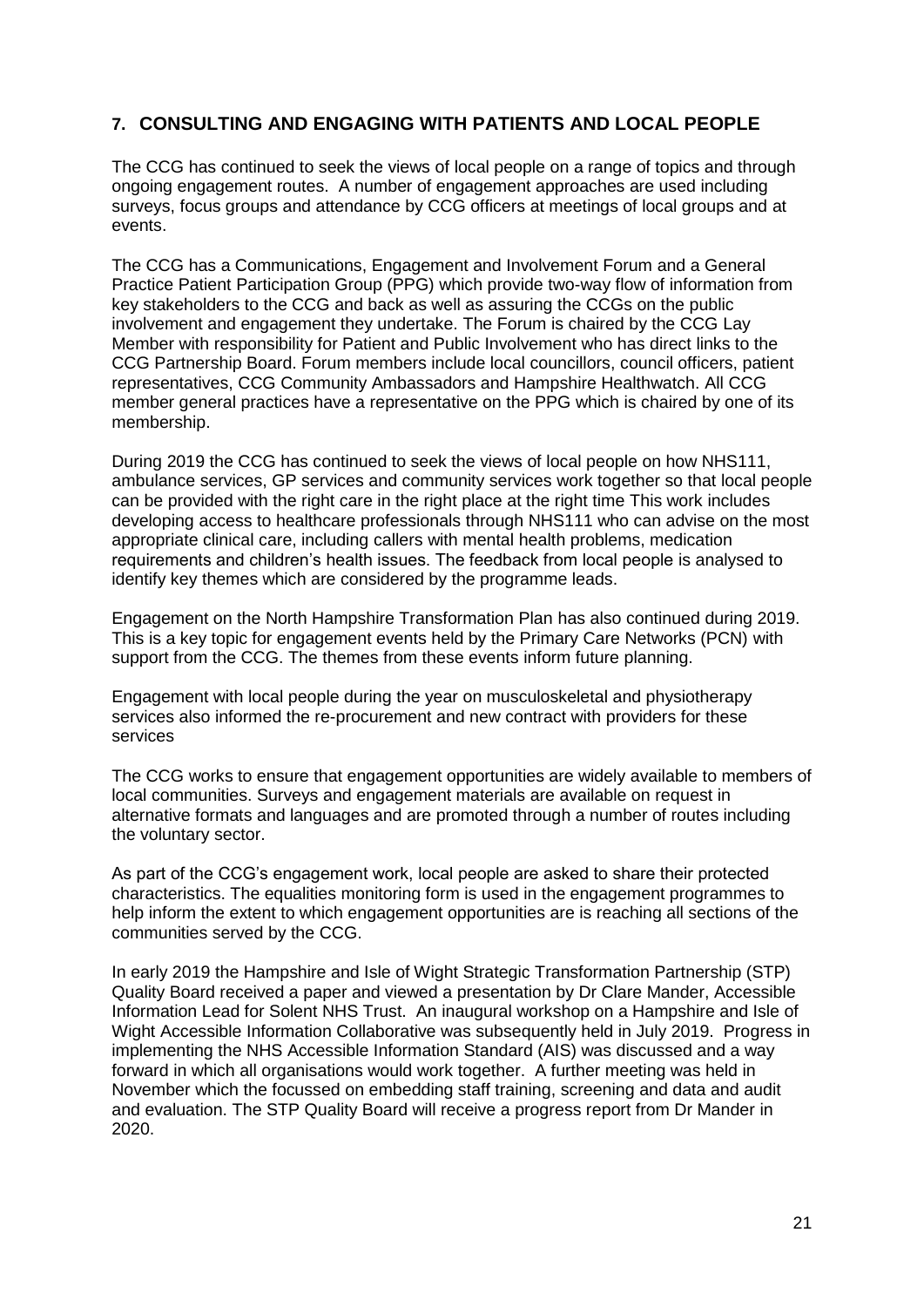## 7. CONSULTING AND ENGAGING WITH PATIENTS AND LOCAL PEOPLE

The CCG has continued to seek the views of local people on a range of topics and through ongoing engagement routes. A number of engagement approaches are used including surveys, focus groups and attendance by CCG officers at meetings of local groups and at events.

The CCG has a Communications, Engagement and Involvement Forum and a General Practice Patient Participation Group (PPG) which provide two-way flow of information from key stakeholders to the CCG and back as well as assuring the CCGs on the public involvement and engagement they undertake. The Forum is chaired by the CCG Lay Member with responsibility for Patient and Public Involvement who has direct links to the CCG Partnership Board. Forum members include local councillors, council officers, patient representatives, CCG Community Ambassadors and Hampshire Healthwatch. All CCG member general practices have a representative on the PPG which is chaired by one of its membership.

During 2019 the CCG has continued to seek the views of local people on how NHS111, ambulance services, GP services and community services work together so that local people can be provided with the right care in the right place at the right time This work includes developing access to healthcare professionals through NHS111 who can advise on the most appropriate clinical care, including callers with mental health problems, medication requirements and children's health issues. The feedback from local people is analysed to identify key themes which are considered by the programme leads.

Engagement on the North Hampshire Transformation Plan has also continued during 2019. This is a key topic for engagement events held by the Primary Care Networks (PCN) with support from the CCG. The themes from these events inform future planning.

Engagement with local people during the year on musculoskeletal and physiotherapy services also informed the re-procurement and new contract with providers for these services

The CCG works to ensure that engagement opportunities are widely available to members of local communities. Surveys and engagement materials are available on request in alternative formats and languages and are promoted through a number of routes including the voluntary sector.

As part of the CCG's engagement work, local people are asked to share their protected characteristics. The equalities monitoring form is used in the engagement programmes to help inform the extent to which engagement opportunities are is reaching all sections of the communities served by the CCG.

In early 2019 the Hampshire and Isle of Wight Strategic Transformation Partnership (STP) Quality Board received a paper and viewed a presentation by Dr Clare Mander, Accessible Information Lead for Solent NHS Trust. An inaugural workshop on a Hampshire and Isle of Wight Accessible Information Collaborative was subsequently held in July 2019. Progress in implementing the NHS Accessible Information Standard (AIS) was discussed and a way forward in which all organisations would work together. A further meeting was held in November which the focussed on embedding staff training, screening and data and audit and evaluation. The STP Quality Board will receive a progress report from Dr Mander in 2020.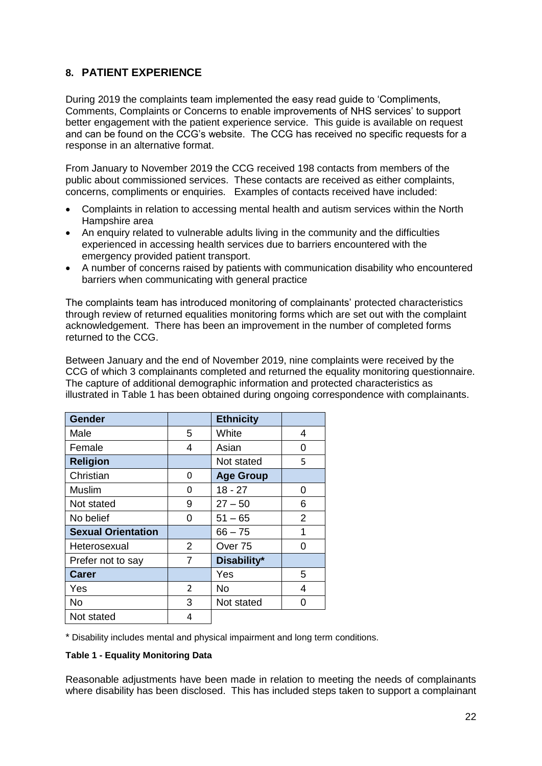## 8. PATIENT EXPERIENCE

During 2019 the complaints team implemented the easy read guide to 'Compliments, Comments, Complaints or Concerns to enable improvements of NHS services' to support better engagement with the patient experience service. This guide is available on request and can be found on the CCG's website. The CCG has received no specific requests for a response in an alternative format.

From January to November 2019 the CCG received 198 contacts from members of the public about commissioned services. These contacts are received as either complaints, concerns, compliments or enquiries. Examples of contacts received have included:

- Complaints in relation to accessing mental health and autism services within the North Hampshire area
- An enquiry related to vulnerable adults living in the community and the difficulties experienced in accessing health services due to barriers encountered with the emergency provided patient transport.
- A number of concerns raised by patients with communication disability who encountered barriers when communicating with general practice

The complaints team has introduced monitoring of complainants' protected characteristics through review of returned equalities monitoring forms which are set out with the complaint acknowledgement. There has been an improvement in the number of completed forms returned to the CCG.

Between January and the end of November 2019, nine complaints were received by the CCG of which 3 complainants completed and returned the equality monitoring questionnaire. The capture of additional demographic information and protected characteristics as illustrated in Table 1 has been obtained during ongoing correspondence with complainants.

| **Gender** | | **Ethnicity** | |
|---|---|---|---|
| Male | 5 | White | 4 |
| Female | 4 | Asian | 0 |
| **Religion** | | Not stated | 5 |
| Christian | 0 | **Age Group** | |
| Muslim | 0 | 18 - 27 | 0 |
| Not stated | 9 | 27 – 50 | 6 |
| No belief | 0 | 51 – 65 | 2 |
| **Sexual Orientation** | | 66 – 75 | 1 |
| Heterosexual | 2 | Over 75 | 0 |
| Prefer not to say | 7 | **Disability*** | |
| **Carer** | | Yes | 5 |
| Yes | 2 | No | 4 |
| No | 3 | Not stated | 0 |
| Not stated | 4 | | |

* Disability includes mental and physical impairment and long term conditions.

**Table 1 - Equality Monitoring Data**

Reasonable adjustments have been made in relation to meeting the needs of complainants where disability has been disclosed. This has included steps taken to support a complainant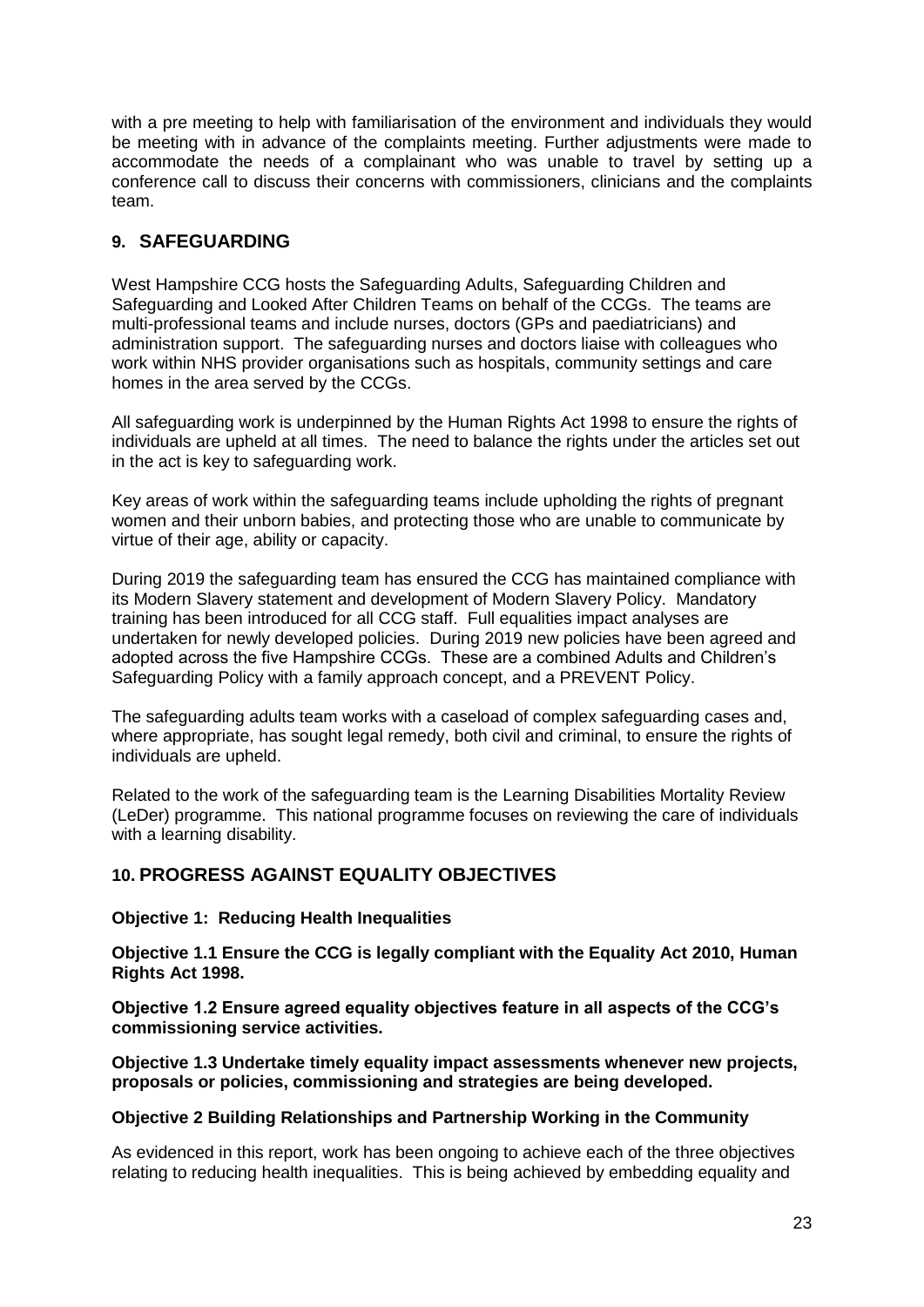with a pre meeting to help with familiarisation of the environment and individuals they would be meeting with in advance of the complaints meeting. Further adjustments were made to accommodate the needs of a complainant who was unable to travel by setting up a conference call to discuss their concerns with commissioners, clinicians and the complaints team.

## 9. SAFEGUARDING

West Hampshire CCG hosts the Safeguarding Adults, Safeguarding Children and Safeguarding and Looked After Children Teams on behalf of the CCGs. The teams are multi-professional teams and include nurses, doctors (GPs and paediatricians) and administration support. The safeguarding nurses and doctors liaise with colleagues who work within NHS provider organisations such as hospitals, community settings and care homes in the area served by the CCGs.

All safeguarding work is underpinned by the Human Rights Act 1998 to ensure the rights of individuals are upheld at all times. The need to balance the rights under the articles set out in the act is key to safeguarding work.

Key areas of work within the safeguarding teams include upholding the rights of pregnant women and their unborn babies, and protecting those who are unable to communicate by virtue of their age, ability or capacity.

During 2019 the safeguarding team has ensured the CCG has maintained compliance with its Modern Slavery statement and development of Modern Slavery Policy. Mandatory training has been introduced for all CCG staff. Full equalities impact analyses are undertaken for newly developed policies. During 2019 new policies have been agreed and adopted across the five Hampshire CCGs. These are a combined Adults and Children's Safeguarding Policy with a family approach concept, and a PREVENT Policy.

The safeguarding adults team works with a caseload of complex safeguarding cases and, where appropriate, has sought legal remedy, both civil and criminal, to ensure the rights of individuals are upheld.

Related to the work of the safeguarding team is the Learning Disabilities Mortality Review (LeDer) programme. This national programme focuses on reviewing the care of individuals with a learning disability.

## 10. PROGRESS AGAINST EQUALITY OBJECTIVES

**Objective 1: Reducing Health Inequalities**

**Objective 1.1 Ensure the CCG is legally compliant with the Equality Act 2010, Human Rights Act 1998.**

**Objective 1.2 Ensure agreed equality objectives feature in all aspects of the CCG's commissioning service activities.**

**Objective 1.3 Undertake timely equality impact assessments whenever new projects, proposals or policies, commissioning and strategies are being developed.**

**Objective 2 Building Relationships and Partnership Working in the Community**

As evidenced in this report, work has been ongoing to achieve each of the three objectives relating to reducing health inequalities. This is being achieved by embedding equality and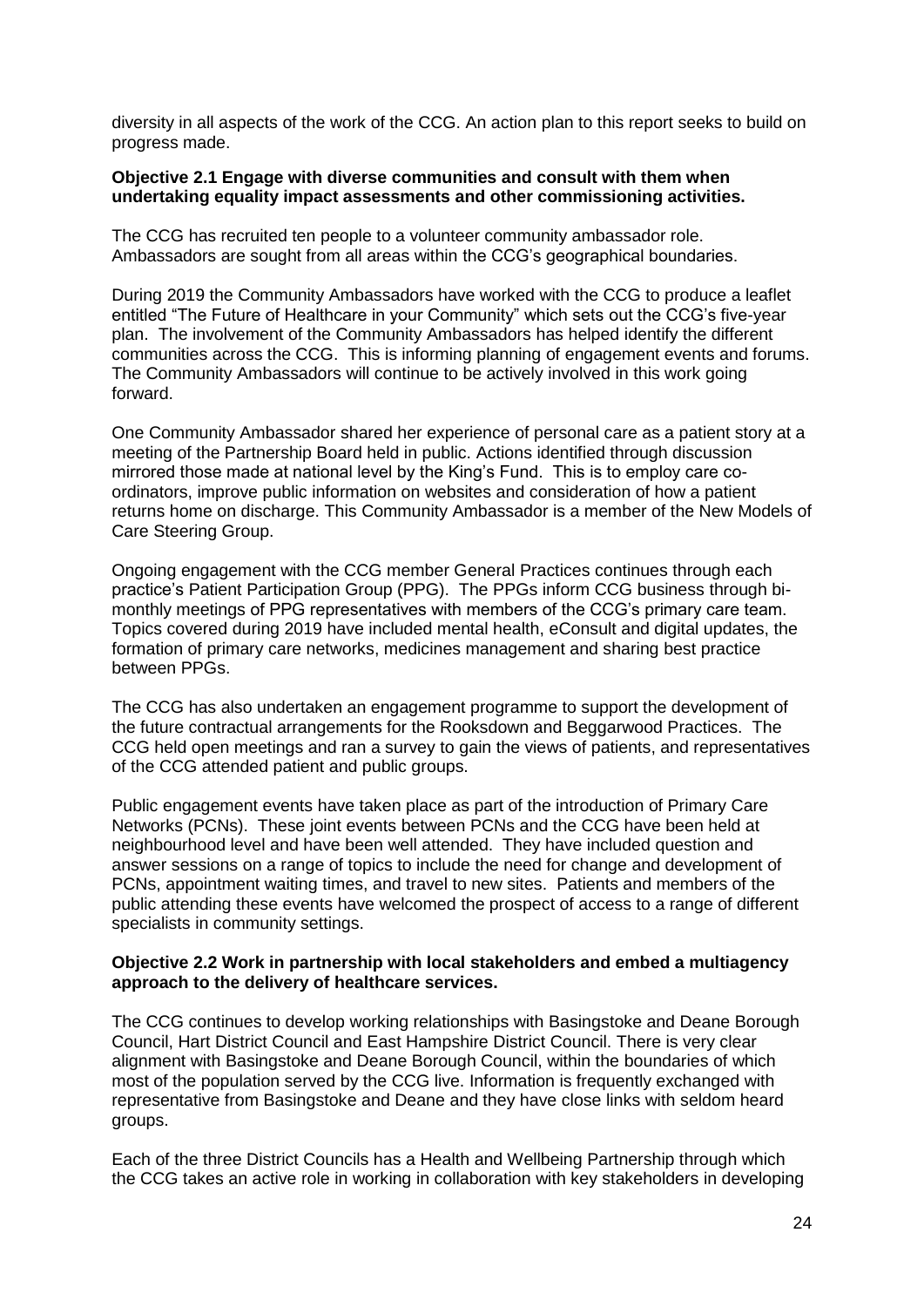diversity in all aspects of the work of the CCG. An action plan to this report seeks to build on progress made.

**Objective 2.1 Engage with diverse communities and consult with them when undertaking equality impact assessments and other commissioning activities.**

The CCG has recruited ten people to a volunteer community ambassador role. Ambassadors are sought from all areas within the CCG's geographical boundaries.

During 2019 the Community Ambassadors have worked with the CCG to produce a leaflet entitled "The Future of Healthcare in your Community" which sets out the CCG's five-year plan. The involvement of the Community Ambassadors has helped identify the different communities across the CCG. This is informing planning of engagement events and forums. The Community Ambassadors will continue to be actively involved in this work going forward.

One Community Ambassador shared her experience of personal care as a patient story at a meeting of the Partnership Board held in public. Actions identified through discussion mirrored those made at national level by the King's Fund. This is to employ care co-ordinators, improve public information on websites and consideration of how a patient returns home on discharge. This Community Ambassador is a member of the New Models of Care Steering Group.

Ongoing engagement with the CCG member General Practices continues through each practice's Patient Participation Group (PPG). The PPGs inform CCG business through bi-monthly meetings of PPG representatives with members of the CCG's primary care team. Topics covered during 2019 have included mental health, eConsult and digital updates, the formation of primary care networks, medicines management and sharing best practice between PPGs.

The CCG has also undertaken an engagement programme to support the development of the future contractual arrangements for the Rooksdown and Beggarwood Practices. The CCG held open meetings and ran a survey to gain the views of patients, and representatives of the CCG attended patient and public groups.

Public engagement events have taken place as part of the introduction of Primary Care Networks (PCNs). These joint events between PCNs and the CCG have been held at neighbourhood level and have been well attended. They have included question and answer sessions on a range of topics to include the need for change and development of PCNs, appointment waiting times, and travel to new sites. Patients and members of the public attending these events have welcomed the prospect of access to a range of different specialists in community settings.

**Objective 2.2 Work in partnership with local stakeholders and embed a multiagency approach to the delivery of healthcare services.**

The CCG continues to develop working relationships with Basingstoke and Deane Borough Council, Hart District Council and East Hampshire District Council. There is very clear alignment with Basingstoke and Deane Borough Council, within the boundaries of which most of the population served by the CCG live. Information is frequently exchanged with representative from Basingstoke and Deane and they have close links with seldom heard groups.

Each of the three District Councils has a Health and Wellbeing Partnership through which the CCG takes an active role in working in collaboration with key stakeholders in developing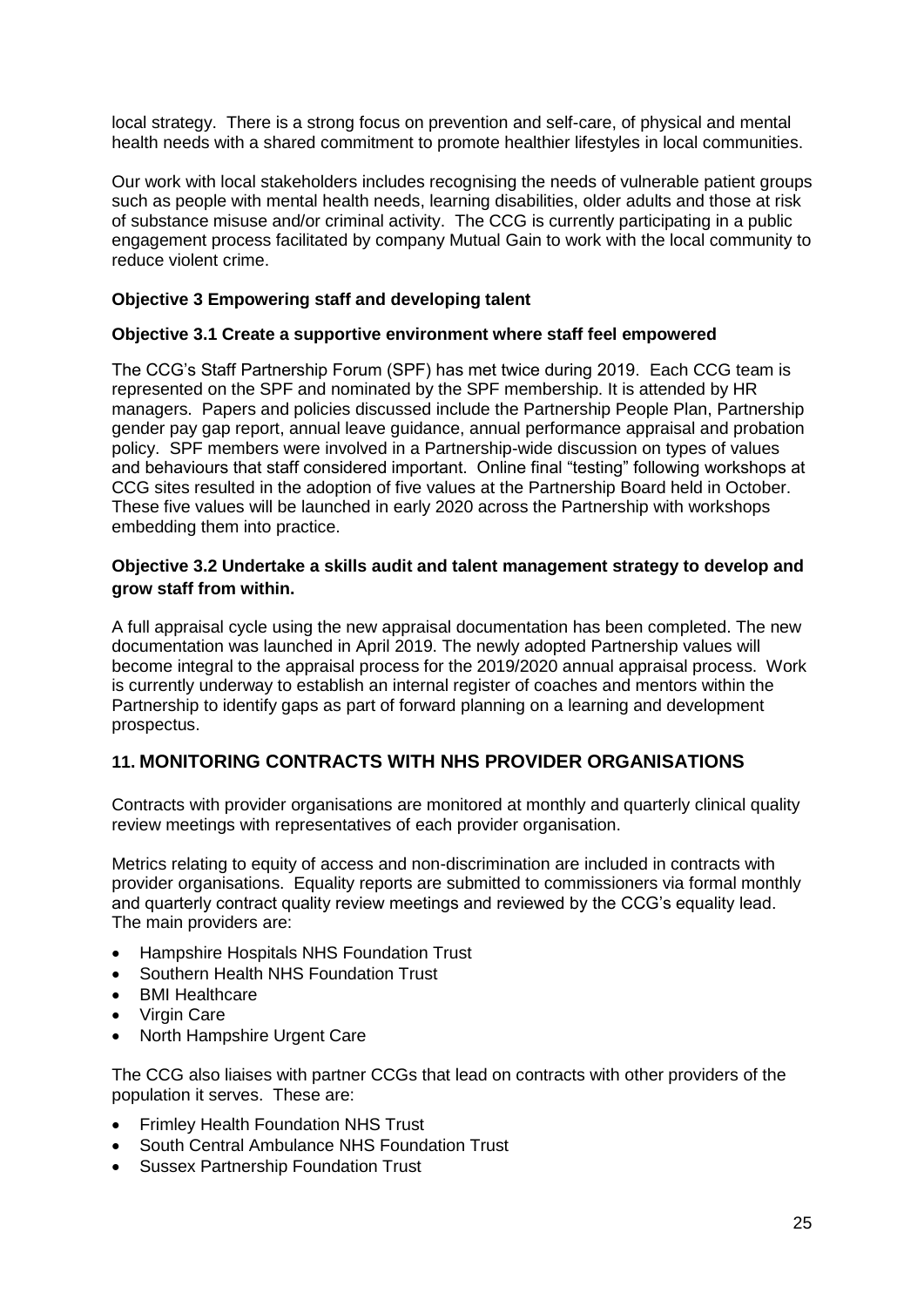local strategy. There is a strong focus on prevention and self-care, of physical and mental health needs with a shared commitment to promote healthier lifestyles in local communities.

Our work with local stakeholders includes recognising the needs of vulnerable patient groups such as people with mental health needs, learning disabilities, older adults and those at risk of substance misuse and/or criminal activity. The CCG is currently participating in a public engagement process facilitated by company Mutual Gain to work with the local community to reduce violent crime.

**Objective 3 Empowering staff and developing talent**

**Objective 3.1 Create a supportive environment where staff feel empowered**

The CCG's Staff Partnership Forum (SPF) has met twice during 2019. Each CCG team is represented on the SPF and nominated by the SPF membership. It is attended by HR managers. Papers and policies discussed include the Partnership People Plan, Partnership gender pay gap report, annual leave guidance, annual performance appraisal and probation policy. SPF members were involved in a Partnership-wide discussion on types of values and behaviours that staff considered important. Online final "testing" following workshops at CCG sites resulted in the adoption of five values at the Partnership Board held in October. These five values will be launched in early 2020 across the Partnership with workshops embedding them into practice.

**Objective 3.2 Undertake a skills audit and talent management strategy to develop and grow staff from within.**

A full appraisal cycle using the new appraisal documentation has been completed. The new documentation was launched in April 2019. The newly adopted Partnership values will become integral to the appraisal process for the 2019/2020 annual appraisal process. Work is currently underway to establish an internal register of coaches and mentors within the Partnership to identify gaps as part of forward planning on a learning and development prospectus.

## 11. MONITORING CONTRACTS WITH NHS PROVIDER ORGANISATIONS

Contracts with provider organisations are monitored at monthly and quarterly clinical quality review meetings with representatives of each provider organisation.

Metrics relating to equity of access and non-discrimination are included in contracts with provider organisations. Equality reports are submitted to commissioners via formal monthly and quarterly contract quality review meetings and reviewed by the CCG's equality lead. The main providers are:

- Hampshire Hospitals NHS Foundation Trust
- Southern Health NHS Foundation Trust
- BMI Healthcare
- Virgin Care
- North Hampshire Urgent Care

The CCG also liaises with partner CCGs that lead on contracts with other providers of the population it serves. These are:

- Frimley Health Foundation NHS Trust
- South Central Ambulance NHS Foundation Trust
- Sussex Partnership Foundation Trust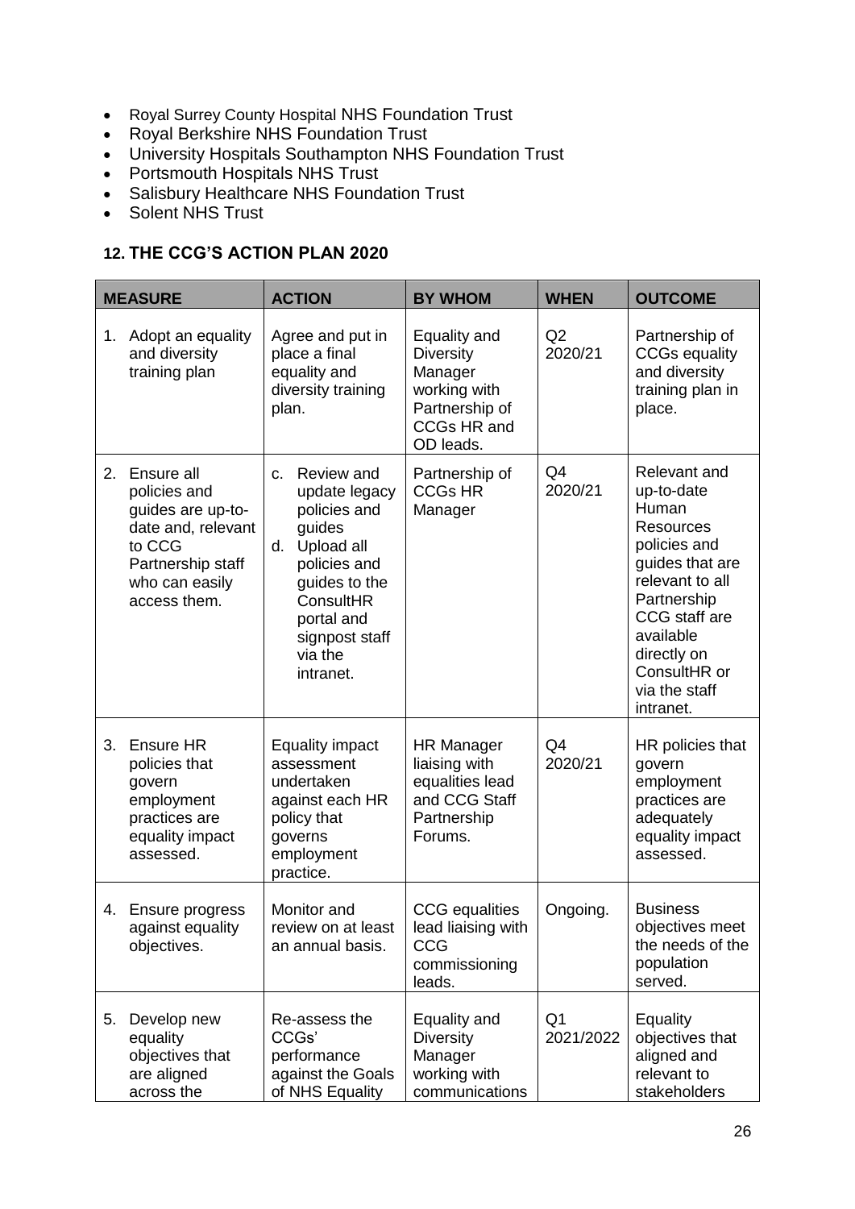- Royal Surrey County Hospital NHS Foundation Trust
- Royal Berkshire NHS Foundation Trust
- University Hospitals Southampton NHS Foundation Trust
- Portsmouth Hospitals NHS Trust
- Salisbury Healthcare NHS Foundation Trust
- Solent NHS Trust

## 12. THE CCG'S ACTION PLAN 2020

| MEASURE | ACTION | BY WHOM | WHEN | OUTCOME |
|---|---|---|---|---|
| 1. Adopt an equality and diversity training plan | Agree and put in place a final equality and diversity training plan. | Equality and Diversity Manager working with Partnership of CCGs HR and OD leads. | Q2 2020/21 | Partnership of CCGs equality and diversity training plan in place. |
| 2. Ensure all policies and guides are up-to-date and, relevant to CCG Partnership staff who can easily access them. | c. Review and update legacy policies and guides<br>d. Upload all policies and guides to the ConsultHR portal and signpost staff via the intranet. | Partnership of CCGs HR Manager | Q4 2020/21 | Relevant and up-to-date Human Resources policies and guides that are relevant to all Partnership CCG staff are available directly on ConsultHR or via the staff intranet. |
| 3. Ensure HR policies that govern employment practices are equality impact assessed. | Equality impact assessment undertaken against each HR policy that governs employment practice. | HR Manager liaising with equalities lead and CCG Staff Partnership Forums. | Q4 2020/21 | HR policies that govern employment practices are adequately equality impact assessed. |
| 4. Ensure progress against equality objectives. | Monitor and review on at least an annual basis. | CCG equalities lead liaising with CCG commissioning leads. | Ongoing. | Business objectives meet the needs of the population served. |
| 5. Develop new equality objectives that are aligned across the | Re-assess the CCGs' performance against the Goals of NHS Equality | Equality and Diversity Manager working with communications | Q1 2021/2022 | Equality objectives that aligned and relevant to stakeholders |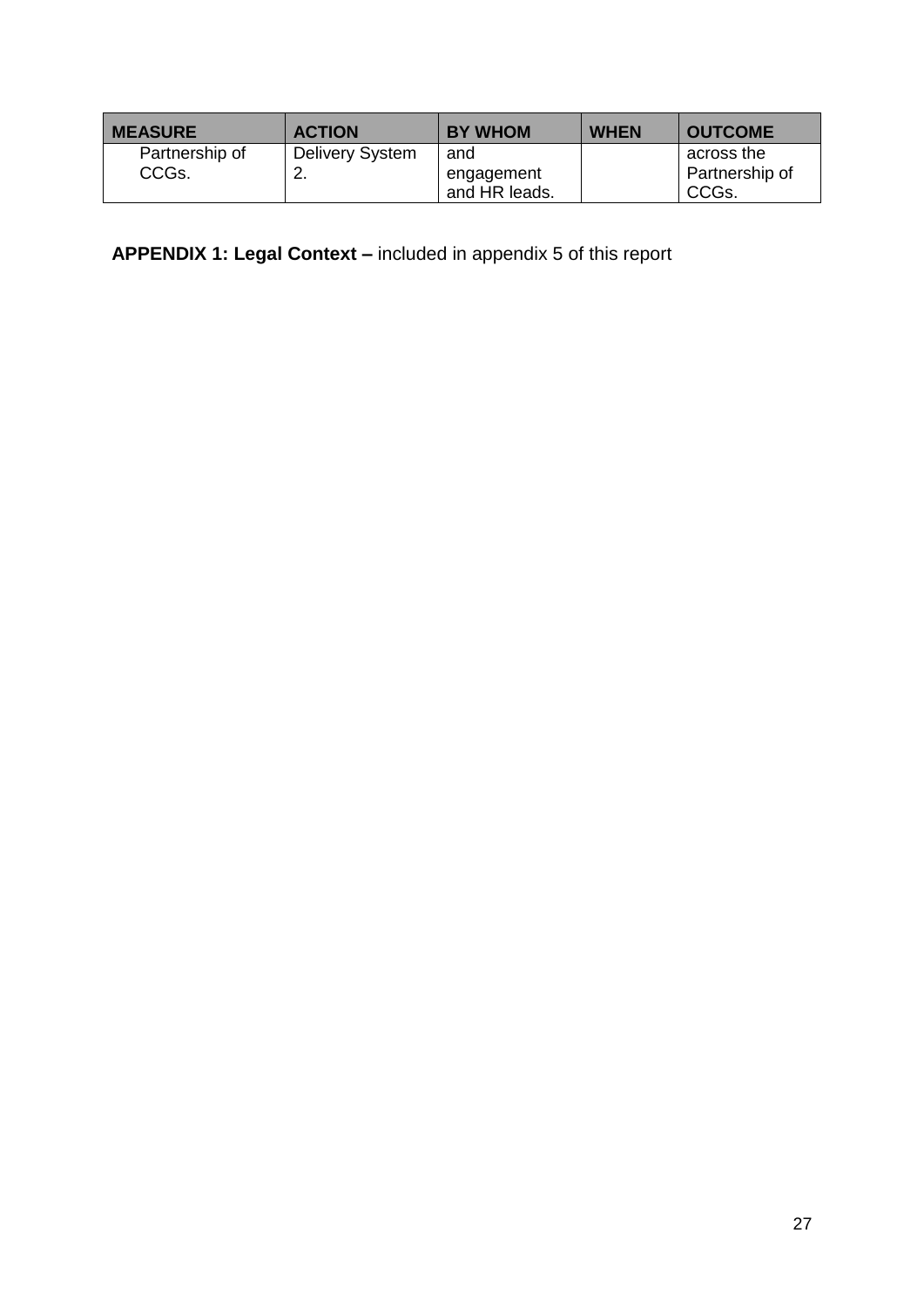| MEASURE | ACTION | BY WHOM | WHEN | OUTCOME |
| --- | --- | --- | --- | --- |
| Partnership of CCGs. | Delivery System 2. | and engagement and HR leads. | | across the Partnership of CCGs. |

**APPENDIX 1: Legal Context –** included in appendix 5 of this report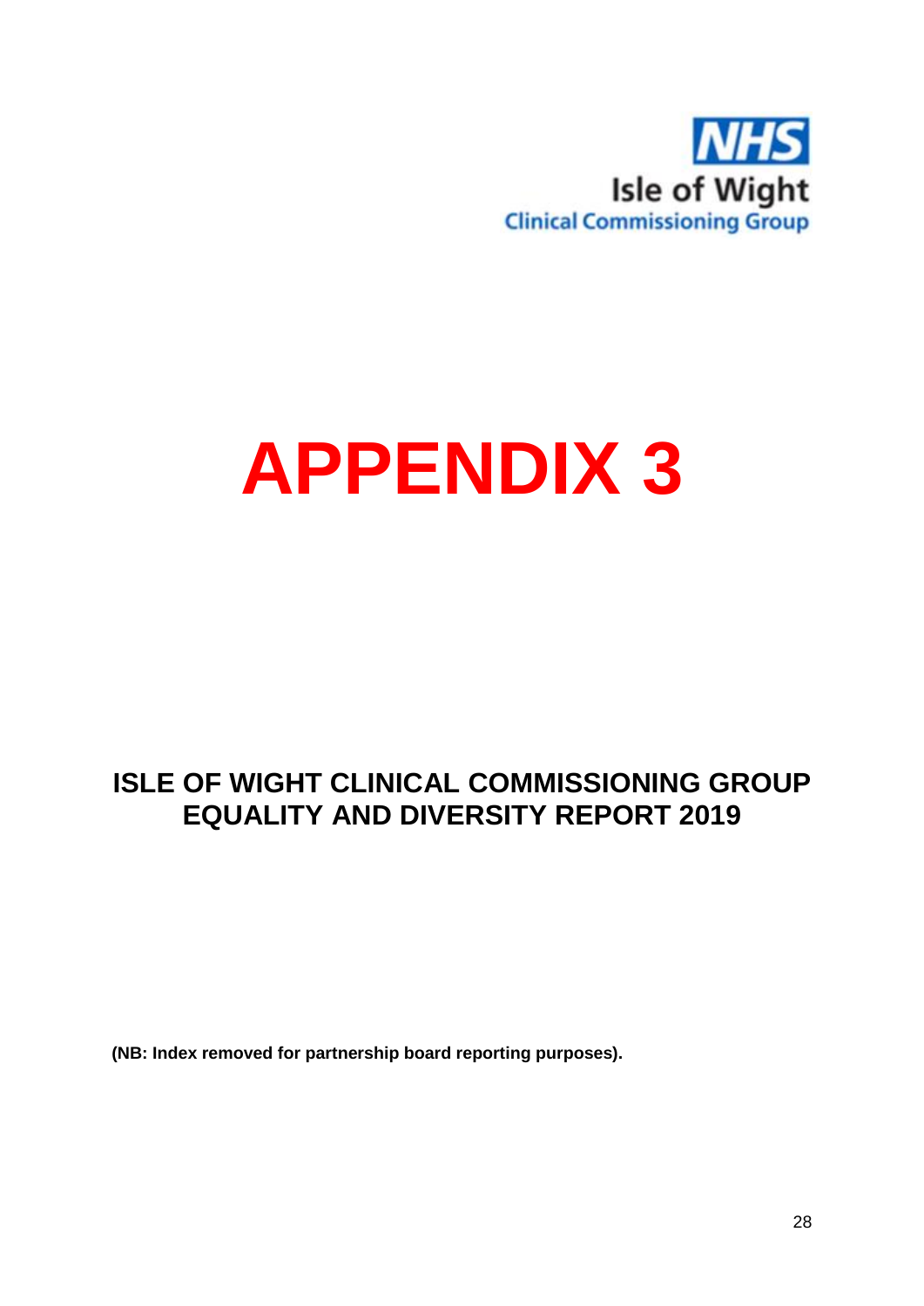NHS
Isle of Wight
Clinical Commissioning Group

# APPENDIX 3

## ISLE OF WIGHT CLINICAL COMMISSIONING GROUP EQUALITY AND DIVERSITY REPORT 2019

**(NB: Index removed for partnership board reporting purposes).**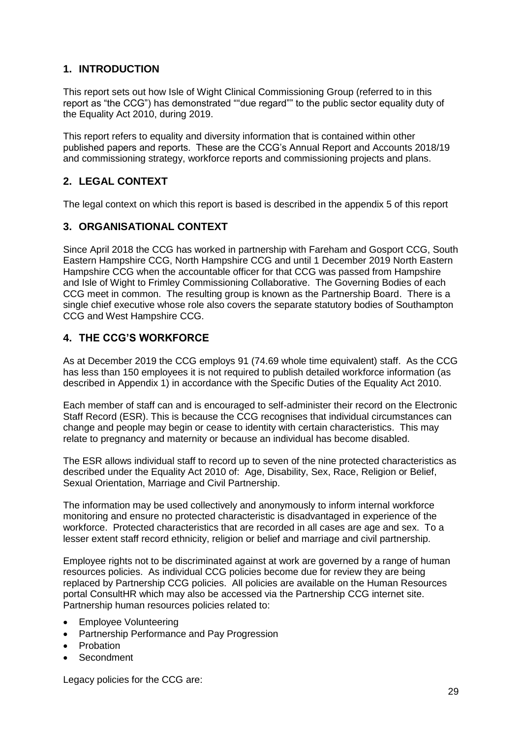## 1. INTRODUCTION

This report sets out how Isle of Wight Clinical Commissioning Group (referred to in this report as "the CCG") has demonstrated ""due regard"" to the public sector equality duty of the Equality Act 2010, during 2019.

This report refers to equality and diversity information that is contained within other published papers and reports. These are the CCG's Annual Report and Accounts 2018/19 and commissioning strategy, workforce reports and commissioning projects and plans.

## 2. LEGAL CONTEXT

The legal context on which this report is based is described in the appendix 5 of this report

## 3. ORGANISATIONAL CONTEXT

Since April 2018 the CCG has worked in partnership with Fareham and Gosport CCG, South Eastern Hampshire CCG, North Hampshire CCG and until 1 December 2019 North Eastern Hampshire CCG when the accountable officer for that CCG was passed from Hampshire and Isle of Wight to Frimley Commissioning Collaborative. The Governing Bodies of each CCG meet in common. The resulting group is known as the Partnership Board. There is a single chief executive whose role also covers the separate statutory bodies of Southampton CCG and West Hampshire CCG.

## 4. THE CCG'S WORKFORCE

As at December 2019 the CCG employs 91 (74.69 whole time equivalent) staff. As the CCG has less than 150 employees it is not required to publish detailed workforce information (as described in Appendix 1) in accordance with the Specific Duties of the Equality Act 2010.

Each member of staff can and is encouraged to self-administer their record on the Electronic Staff Record (ESR). This is because the CCG recognises that individual circumstances can change and people may begin or cease to identity with certain characteristics. This may relate to pregnancy and maternity or because an individual has become disabled.

The ESR allows individual staff to record up to seven of the nine protected characteristics as described under the Equality Act 2010 of: Age, Disability, Sex, Race, Religion or Belief, Sexual Orientation, Marriage and Civil Partnership.

The information may be used collectively and anonymously to inform internal workforce monitoring and ensure no protected characteristic is disadvantaged in experience of the workforce. Protected characteristics that are recorded in all cases are age and sex. To a lesser extent staff record ethnicity, religion or belief and marriage and civil partnership.

Employee rights not to be discriminated against at work are governed by a range of human resources policies. As individual CCG policies become due for review they are being replaced by Partnership CCG policies. All policies are available on the Human Resources portal ConsultHR which may also be accessed via the Partnership CCG internet site. Partnership human resources policies related to:

- Employee Volunteering
- Partnership Performance and Pay Progression
- Probation
- Secondment

Legacy policies for the CCG are: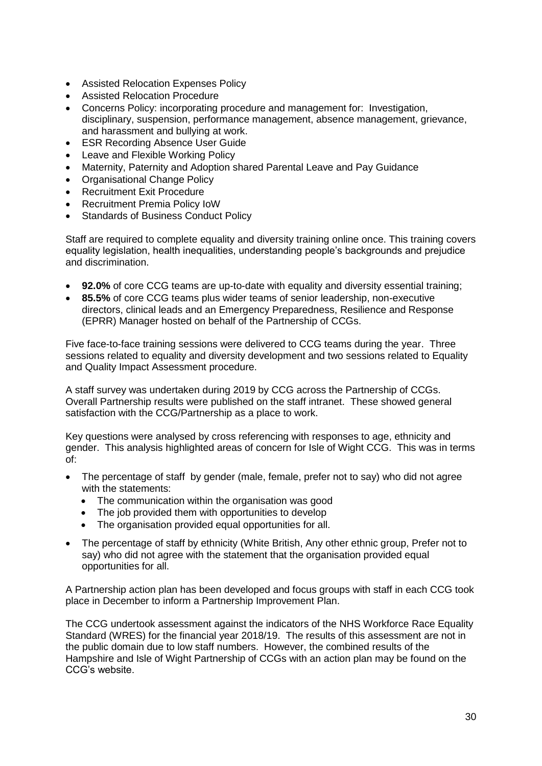- Assisted Relocation Expenses Policy
- Assisted Relocation Procedure
- Concerns Policy: incorporating procedure and management for: Investigation, disciplinary, suspension, performance management, absence management, grievance, and harassment and bullying at work.
- ESR Recording Absence User Guide
- Leave and Flexible Working Policy
- Maternity, Paternity and Adoption shared Parental Leave and Pay Guidance
- Organisational Change Policy
- Recruitment Exit Procedure
- Recruitment Premia Policy IoW
- Standards of Business Conduct Policy

Staff are required to complete equality and diversity training online once. This training covers equality legislation, health inequalities, understanding people's backgrounds and prejudice and discrimination.

- **92.0%** of core CCG teams are up-to-date with equality and diversity essential training;
- **85.5%** of core CCG teams plus wider teams of senior leadership, non-executive directors, clinical leads and an Emergency Preparedness, Resilience and Response (EPRR) Manager hosted on behalf of the Partnership of CCGs.

Five face-to-face training sessions were delivered to CCG teams during the year. Three sessions related to equality and diversity development and two sessions related to Equality and Quality Impact Assessment procedure.

A staff survey was undertaken during 2019 by CCG across the Partnership of CCGs. Overall Partnership results were published on the staff intranet. These showed general satisfaction with the CCG/Partnership as a place to work.

Key questions were analysed by cross referencing with responses to age, ethnicity and gender. This analysis highlighted areas of concern for Isle of Wight CCG. This was in terms of:

- The percentage of staff by gender (male, female, prefer not to say) who did not agree with the statements:
  - The communication within the organisation was good
  - The job provided them with opportunities to develop
  - The organisation provided equal opportunities for all.
- The percentage of staff by ethnicity (White British, Any other ethnic group, Prefer not to say) who did not agree with the statement that the organisation provided equal opportunities for all.

A Partnership action plan has been developed and focus groups with staff in each CCG took place in December to inform a Partnership Improvement Plan.

The CCG undertook assessment against the indicators of the NHS Workforce Race Equality Standard (WRES) for the financial year 2018/19. The results of this assessment are not in the public domain due to low staff numbers. However, the combined results of the Hampshire and Isle of Wight Partnership of CCGs with an action plan may be found on the CCG's website.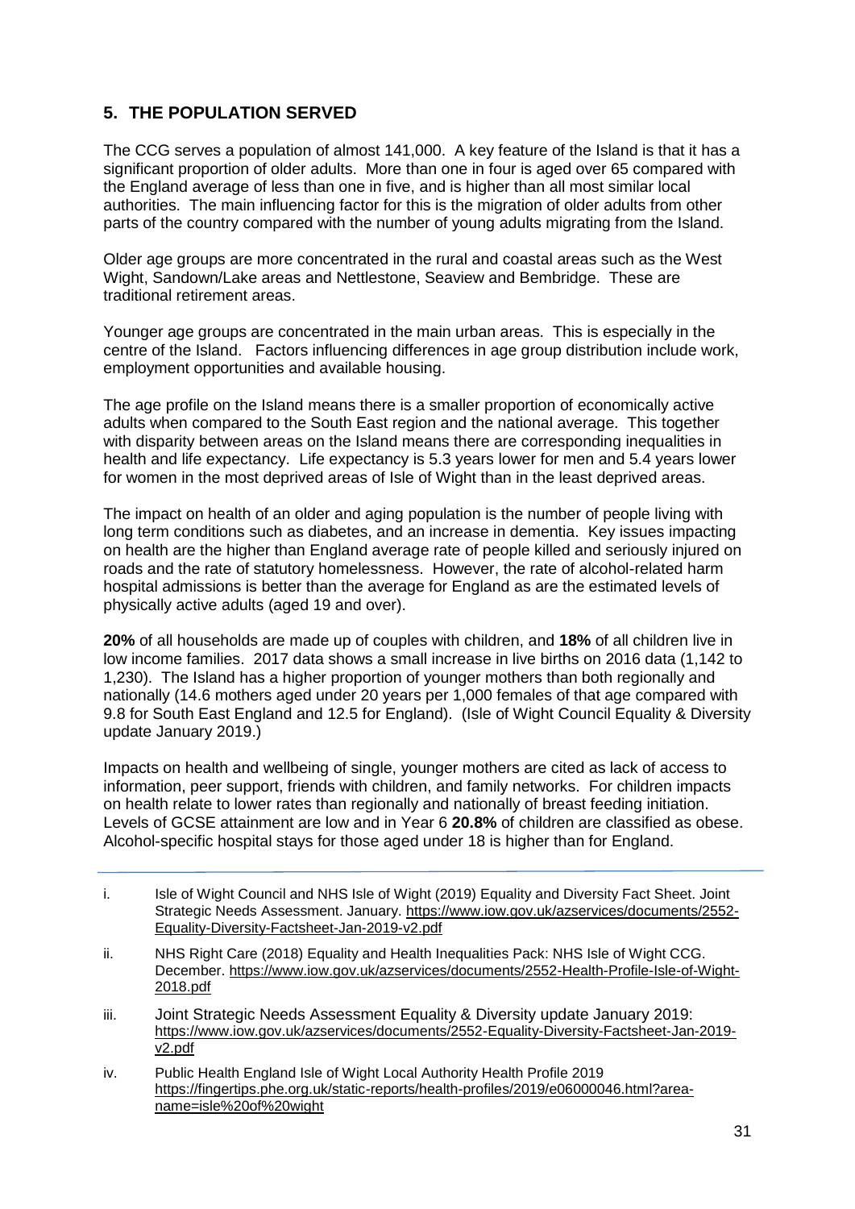## 5. THE POPULATION SERVED

The CCG serves a population of almost 141,000. A key feature of the Island is that it has a significant proportion of older adults. More than one in four is aged over 65 compared with the England average of less than one in five, and is higher than all most similar local authorities. The main influencing factor for this is the migration of older adults from other parts of the country compared with the number of young adults migrating from the Island.

Older age groups are more concentrated in the rural and coastal areas such as the West Wight, Sandown/Lake areas and Nettlestone, Seaview and Bembridge. These are traditional retirement areas.

Younger age groups are concentrated in the main urban areas. This is especially in the centre of the Island. Factors influencing differences in age group distribution include work, employment opportunities and available housing.

The age profile on the Island means there is a smaller proportion of economically active adults when compared to the South East region and the national average. This together with disparity between areas on the Island means there are corresponding inequalities in health and life expectancy. Life expectancy is 5.3 years lower for men and 5.4 years lower for women in the most deprived areas of Isle of Wight than in the least deprived areas.

The impact on health of an older and aging population is the number of people living with long term conditions such as diabetes, and an increase in dementia. Key issues impacting on health are the higher than England average rate of people killed and seriously injured on roads and the rate of statutory homelessness. However, the rate of alcohol-related harm hospital admissions is better than the average for England as are the estimated levels of physically active adults (aged 19 and over).

**20%** of all households are made up of couples with children, and **18%** of all children live in low income families. 2017 data shows a small increase in live births on 2016 data (1,142 to 1,230). The Island has a higher proportion of younger mothers than both regionally and nationally (14.6 mothers aged under 20 years per 1,000 females of that age compared with 9.8 for South East England and 12.5 for England). (Isle of Wight Council Equality & Diversity update January 2019.)

Impacts on health and wellbeing of single, younger mothers are cited as lack of access to information, peer support, friends with children, and family networks. For children impacts on health relate to lower rates than regionally and nationally of breast feeding initiation. Levels of GCSE attainment are low and in Year 6 **20.8%** of children are classified as obese. Alcohol-specific hospital stays for those aged under 18 is higher than for England.

---

i. Isle of Wight Council and NHS Isle of Wight (2019) Equality and Diversity Fact Sheet. Joint Strategic Needs Assessment. January. https://www.iow.gov.uk/azservices/documents/2552-Equality-Diversity-Factsheet-Jan-2019-v2.pdf

ii. NHS Right Care (2018) Equality and Health Inequalities Pack: NHS Isle of Wight CCG. December. https://www.iow.gov.uk/azservices/documents/2552-Health-Profile-Isle-of-Wight-2018.pdf

iii. Joint Strategic Needs Assessment Equality & Diversity update January 2019: https://www.iow.gov.uk/azservices/documents/2552-Equality-Diversity-Factsheet-Jan-2019-v2.pdf

iv. Public Health England Isle of Wight Local Authority Health Profile 2019 https://fingertips.phe.org.uk/static-reports/health-profiles/2019/e06000046.html?area-name=isle%20of%20wight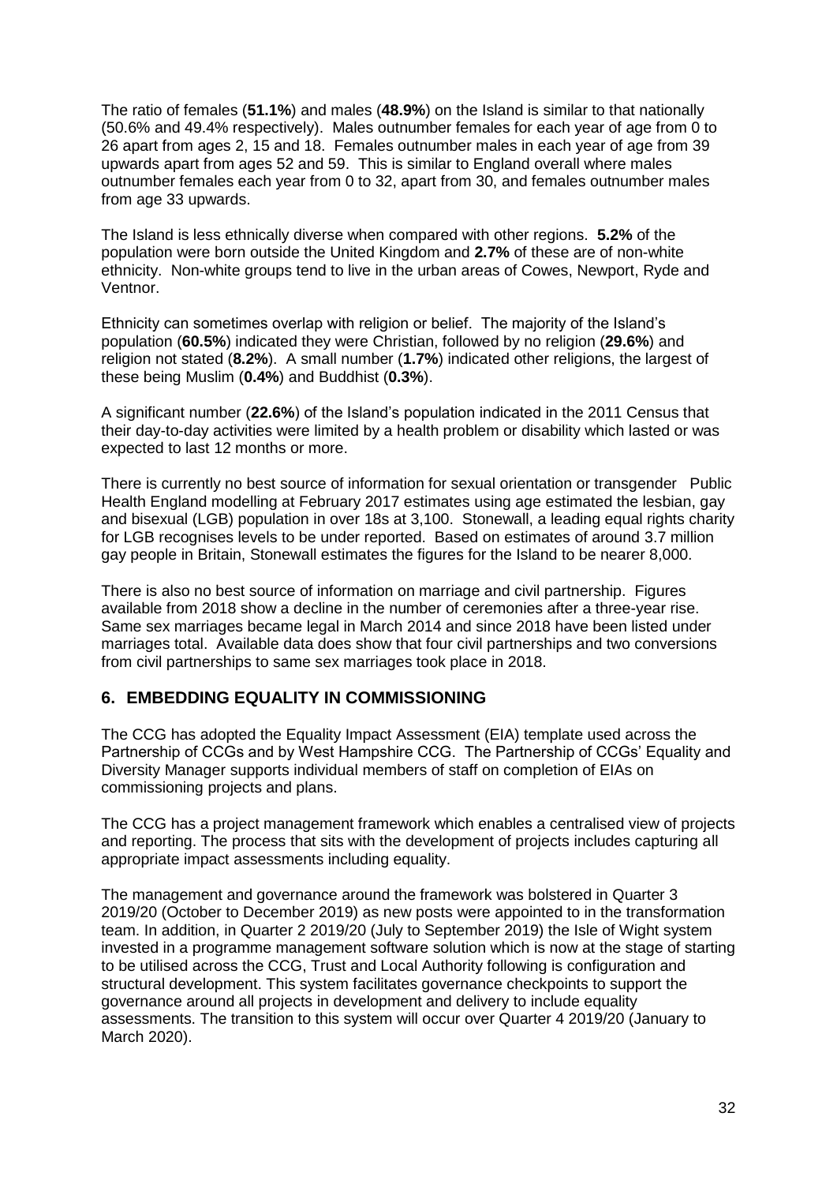The ratio of females (**51.1%**) and males (**48.9%**) on the Island is similar to that nationally (50.6% and 49.4% respectively). Males outnumber females for each year of age from 0 to 26 apart from ages 2, 15 and 18. Females outnumber males in each year of age from 39 upwards apart from ages 52 and 59. This is similar to England overall where males outnumber females each year from 0 to 32, apart from 30, and females outnumber males from age 33 upwards.

The Island is less ethnically diverse when compared with other regions. **5.2%** of the population were born outside the United Kingdom and **2.7%** of these are of non-white ethnicity. Non-white groups tend to live in the urban areas of Cowes, Newport, Ryde and Ventnor.

Ethnicity can sometimes overlap with religion or belief. The majority of the Island's population (**60.5%**) indicated they were Christian, followed by no religion (**29.6%**) and religion not stated (**8.2%**). A small number (**1.7%**) indicated other religions, the largest of these being Muslim (**0.4%**) and Buddhist (**0.3%**).

A significant number (**22.6%**) of the Island's population indicated in the 2011 Census that their day-to-day activities were limited by a health problem or disability which lasted or was expected to last 12 months or more.

There is currently no best source of information for sexual orientation or transgender Public Health England modelling at February 2017 estimates using age estimated the lesbian, gay and bisexual (LGB) population in over 18s at 3,100. Stonewall, a leading equal rights charity for LGB recognises levels to be under reported. Based on estimates of around 3.7 million gay people in Britain, Stonewall estimates the figures for the Island to be nearer 8,000.

There is also no best source of information on marriage and civil partnership. Figures available from 2018 show a decline in the number of ceremonies after a three-year rise. Same sex marriages became legal in March 2014 and since 2018 have been listed under marriages total. Available data does show that four civil partnerships and two conversions from civil partnerships to same sex marriages took place in 2018.

## 6. EMBEDDING EQUALITY IN COMMISSIONING

The CCG has adopted the Equality Impact Assessment (EIA) template used across the Partnership of CCGs and by West Hampshire CCG. The Partnership of CCGs' Equality and Diversity Manager supports individual members of staff on completion of EIAs on commissioning projects and plans.

The CCG has a project management framework which enables a centralised view of projects and reporting. The process that sits with the development of projects includes capturing all appropriate impact assessments including equality.

The management and governance around the framework was bolstered in Quarter 3 2019/20 (October to December 2019) as new posts were appointed to in the transformation team. In addition, in Quarter 2 2019/20 (July to September 2019) the Isle of Wight system invested in a programme management software solution which is now at the stage of starting to be utilised across the CCG, Trust and Local Authority following is configuration and structural development. This system facilitates governance checkpoints to support the governance around all projects in development and delivery to include equality assessments. The transition to this system will occur over Quarter 4 2019/20 (January to March 2020).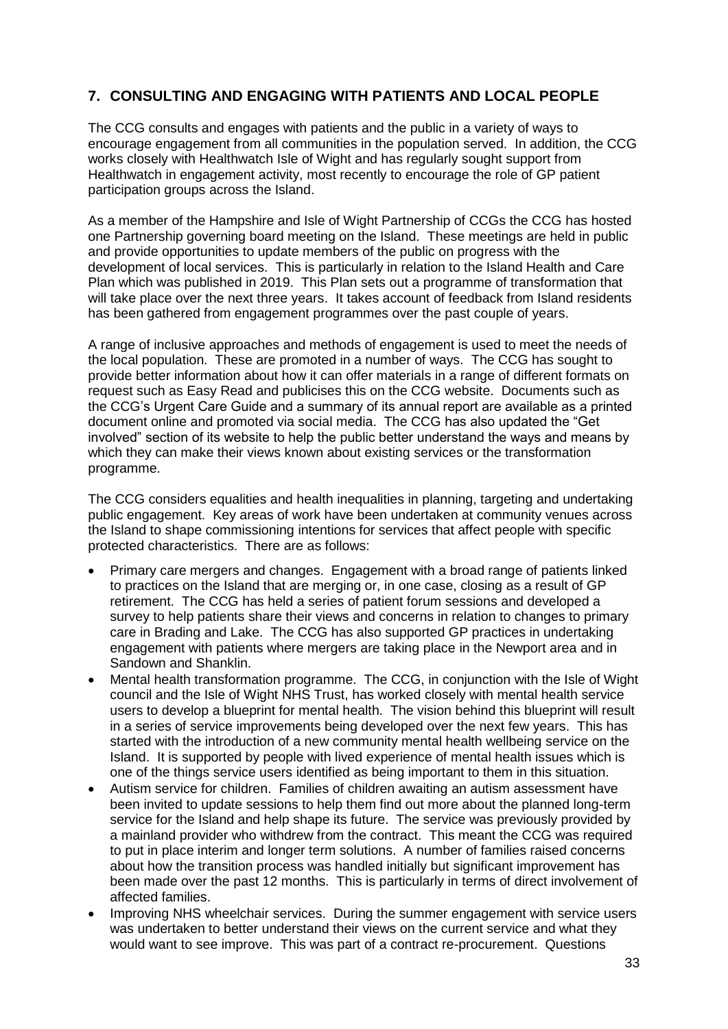## 7. CONSULTING AND ENGAGING WITH PATIENTS AND LOCAL PEOPLE

The CCG consults and engages with patients and the public in a variety of ways to encourage engagement from all communities in the population served. In addition, the CCG works closely with Healthwatch Isle of Wight and has regularly sought support from Healthwatch in engagement activity, most recently to encourage the role of GP patient participation groups across the Island.

As a member of the Hampshire and Isle of Wight Partnership of CCGs the CCG has hosted one Partnership governing board meeting on the Island. These meetings are held in public and provide opportunities to update members of the public on progress with the development of local services. This is particularly in relation to the Island Health and Care Plan which was published in 2019. This Plan sets out a programme of transformation that will take place over the next three years. It takes account of feedback from Island residents has been gathered from engagement programmes over the past couple of years.

A range of inclusive approaches and methods of engagement is used to meet the needs of the local population. These are promoted in a number of ways. The CCG has sought to provide better information about how it can offer materials in a range of different formats on request such as Easy Read and publicises this on the CCG website. Documents such as the CCG's Urgent Care Guide and a summary of its annual report are available as a printed document online and promoted via social media. The CCG has also updated the "Get involved" section of its website to help the public better understand the ways and means by which they can make their views known about existing services or the transformation programme.

The CCG considers equalities and health inequalities in planning, targeting and undertaking public engagement. Key areas of work have been undertaken at community venues across the Island to shape commissioning intentions for services that affect people with specific protected characteristics. There are as follows:

- Primary care mergers and changes. Engagement with a broad range of patients linked to practices on the Island that are merging or, in one case, closing as a result of GP retirement. The CCG has held a series of patient forum sessions and developed a survey to help patients share their views and concerns in relation to changes to primary care in Brading and Lake. The CCG has also supported GP practices in undertaking engagement with patients where mergers are taking place in the Newport area and in Sandown and Shanklin.
- Mental health transformation programme. The CCG, in conjunction with the Isle of Wight council and the Isle of Wight NHS Trust, has worked closely with mental health service users to develop a blueprint for mental health. The vision behind this blueprint will result in a series of service improvements being developed over the next few years. This has started with the introduction of a new community mental health wellbeing service on the Island. It is supported by people with lived experience of mental health issues which is one of the things service users identified as being important to them in this situation.
- Autism service for children. Families of children awaiting an autism assessment have been invited to update sessions to help them find out more about the planned long-term service for the Island and help shape its future. The service was previously provided by a mainland provider who withdrew from the contract. This meant the CCG was required to put in place interim and longer term solutions. A number of families raised concerns about how the transition process was handled initially but significant improvement has been made over the past 12 months. This is particularly in terms of direct involvement of affected families.
- Improving NHS wheelchair services. During the summer engagement with service users was undertaken to better understand their views on the current service and what they would want to see improve. This was part of a contract re-procurement. Questions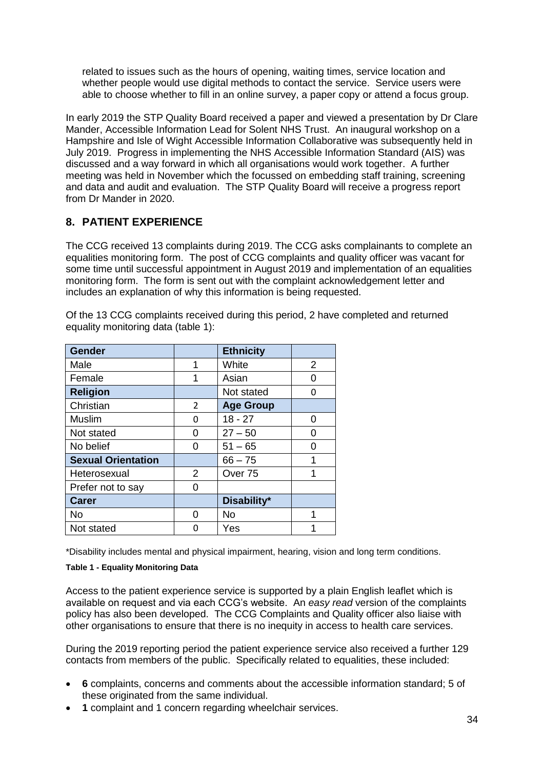related to issues such as the hours of opening, waiting times, service location and whether people would use digital methods to contact the service. Service users were able to choose whether to fill in an online survey, a paper copy or attend a focus group.

In early 2019 the STP Quality Board received a paper and viewed a presentation by Dr Clare Mander, Accessible Information Lead for Solent NHS Trust. An inaugural workshop on a Hampshire and Isle of Wight Accessible Information Collaborative was subsequently held in July 2019. Progress in implementing the NHS Accessible Information Standard (AIS) was discussed and a way forward in which all organisations would work together. A further meeting was held in November which the focussed on embedding staff training, screening and data and audit and evaluation. The STP Quality Board will receive a progress report from Dr Mander in 2020.

## 8. PATIENT EXPERIENCE

The CCG received 13 complaints during 2019. The CCG asks complainants to complete an equalities monitoring form. The post of CCG complaints and quality officer was vacant for some time until successful appointment in August 2019 and implementation of an equalities monitoring form. The form is sent out with the complaint acknowledgement letter and includes an explanation of why this information is being requested.

Of the 13 CCG complaints received during this period, 2 have completed and returned equality monitoring data (table 1):

| **Gender** | | **Ethnicity** | |
|---|---|---|---|
| Male | 1 | White | 2 |
| Female | 1 | Asian | 0 |
| **Religion** | | Not stated | 0 |
| Christian | 2 | **Age Group** | |
| Muslim | 0 | 18 - 27 | 0 |
| Not stated | 0 | 27 – 50 | 0 |
| No belief | 0 | 51 – 65 | 0 |
| **Sexual Orientation** | | 66 – 75 | 1 |
| Heterosexual | 2 | Over 75 | 1 |
| Prefer not to say | 0 | | |
| **Carer** | | **Disability*** | |
| No | 0 | No | 1 |
| Not stated | 0 | Yes | 1 |

*Disability includes mental and physical impairment, hearing, vision and long term conditions.

**Table 1 - Equality Monitoring Data**

Access to the patient experience service is supported by a plain English leaflet which is available on request and via each CCG's website. An *easy read* version of the complaints policy has also been developed. The CCG Complaints and Quality officer also liaise with other organisations to ensure that there is no inequity in access to health care services.

During the 2019 reporting period the patient experience service also received a further 129 contacts from members of the public. Specifically related to equalities, these included:

- **6** complaints, concerns and comments about the accessible information standard; 5 of these originated from the same individual.
- **1** complaint and 1 concern regarding wheelchair services.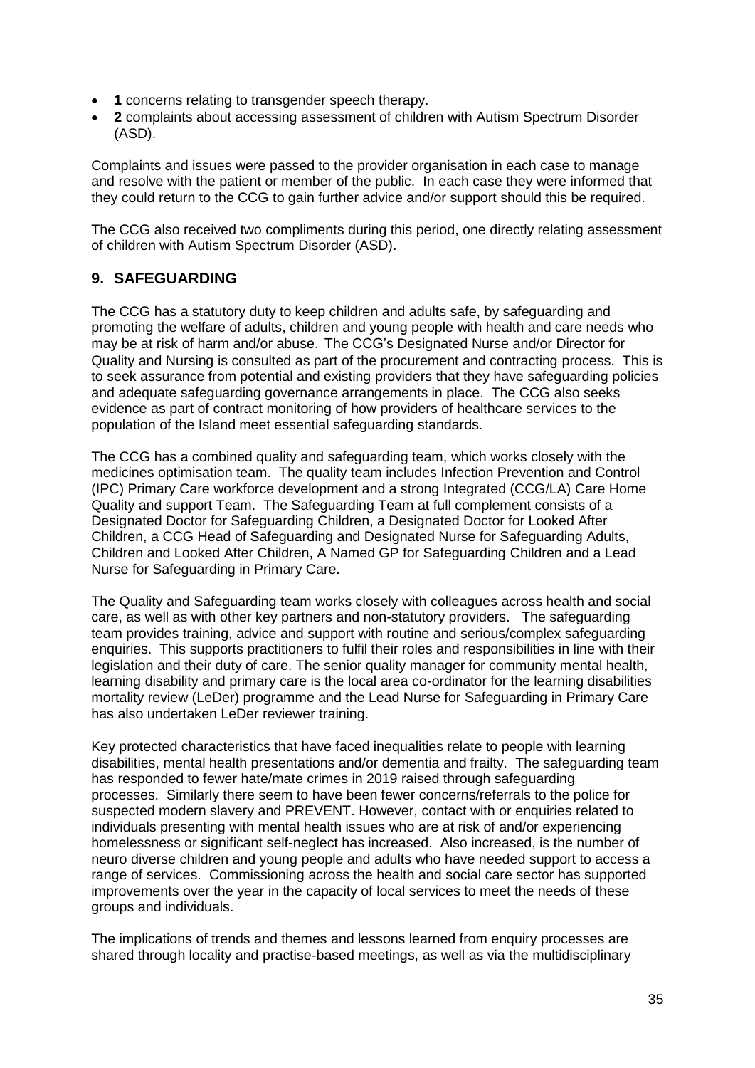- **1** concerns relating to transgender speech therapy.
- **2** complaints about accessing assessment of children with Autism Spectrum Disorder (ASD).

Complaints and issues were passed to the provider organisation in each case to manage and resolve with the patient or member of the public. In each case they were informed that they could return to the CCG to gain further advice and/or support should this be required.

The CCG also received two compliments during this period, one directly relating assessment of children with Autism Spectrum Disorder (ASD).

## 9. SAFEGUARDING

The CCG has a statutory duty to keep children and adults safe, by safeguarding and promoting the welfare of adults, children and young people with health and care needs who may be at risk of harm and/or abuse. The CCG's Designated Nurse and/or Director for Quality and Nursing is consulted as part of the procurement and contracting process. This is to seek assurance from potential and existing providers that they have safeguarding policies and adequate safeguarding governance arrangements in place. The CCG also seeks evidence as part of contract monitoring of how providers of healthcare services to the population of the Island meet essential safeguarding standards.

The CCG has a combined quality and safeguarding team, which works closely with the medicines optimisation team. The quality team includes Infection Prevention and Control (IPC) Primary Care workforce development and a strong Integrated (CCG/LA) Care Home Quality and support Team. The Safeguarding Team at full complement consists of a Designated Doctor for Safeguarding Children, a Designated Doctor for Looked After Children, a CCG Head of Safeguarding and Designated Nurse for Safeguarding Adults, Children and Looked After Children, A Named GP for Safeguarding Children and a Lead Nurse for Safeguarding in Primary Care.

The Quality and Safeguarding team works closely with colleagues across health and social care, as well as with other key partners and non-statutory providers. The safeguarding team provides training, advice and support with routine and serious/complex safeguarding enquiries. This supports practitioners to fulfil their roles and responsibilities in line with their legislation and their duty of care. The senior quality manager for community mental health, learning disability and primary care is the local area co-ordinator for the learning disabilities mortality review (LeDer) programme and the Lead Nurse for Safeguarding in Primary Care has also undertaken LeDer reviewer training.

Key protected characteristics that have faced inequalities relate to people with learning disabilities, mental health presentations and/or dementia and frailty. The safeguarding team has responded to fewer hate/mate crimes in 2019 raised through safeguarding processes. Similarly there seem to have been fewer concerns/referrals to the police for suspected modern slavery and PREVENT. However, contact with or enquiries related to individuals presenting with mental health issues who are at risk of and/or experiencing homelessness or significant self-neglect has increased. Also increased, is the number of neuro diverse children and young people and adults who have needed support to access a range of services. Commissioning across the health and social care sector has supported improvements over the year in the capacity of local services to meet the needs of these groups and individuals.

The implications of trends and themes and lessons learned from enquiry processes are shared through locality and practise-based meetings, as well as via the multidisciplinary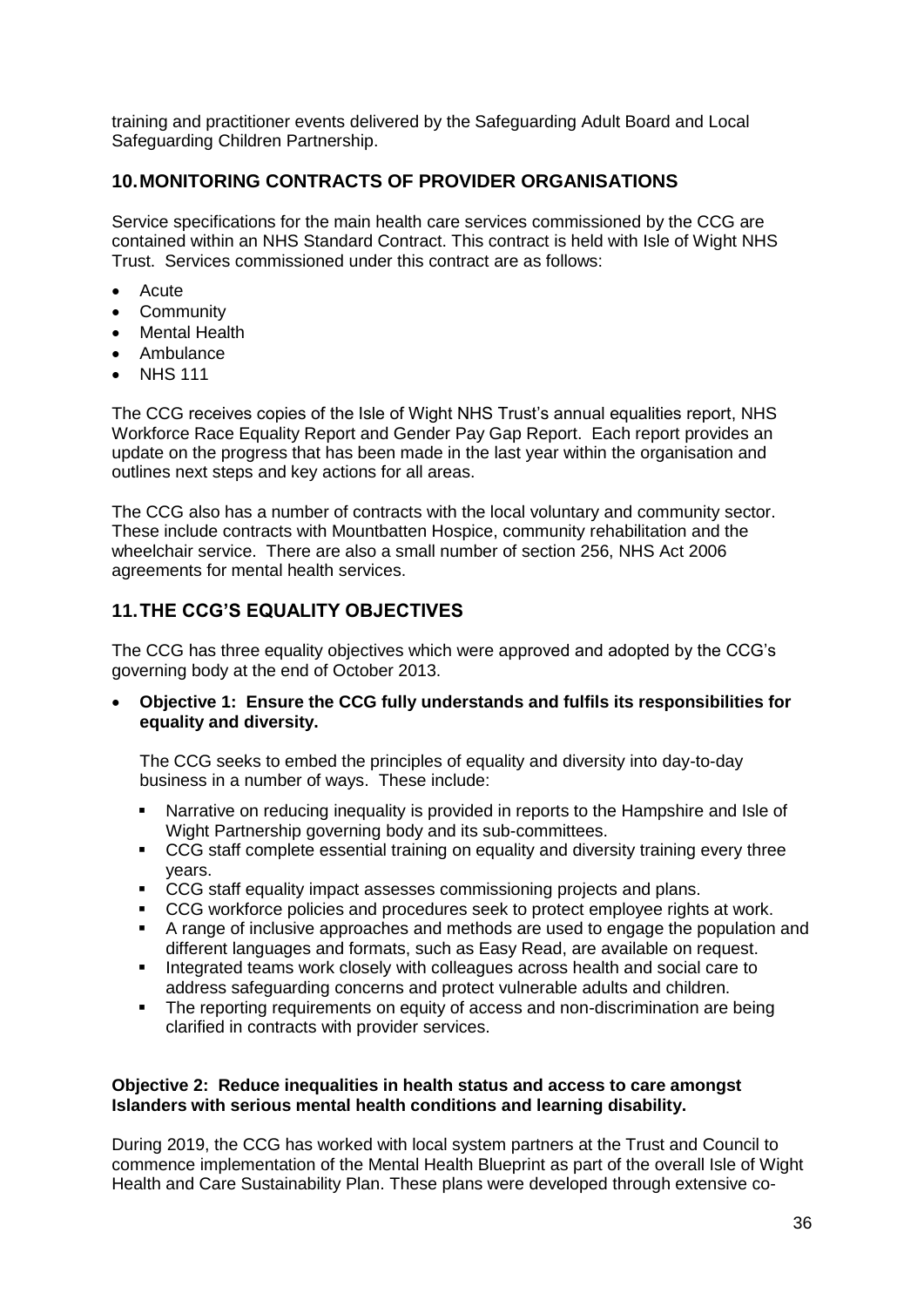training and practitioner events delivered by the Safeguarding Adult Board and Local Safeguarding Children Partnership.

## 10. MONITORING CONTRACTS OF PROVIDER ORGANISATIONS

Service specifications for the main health care services commissioned by the CCG are contained within an NHS Standard Contract. This contract is held with Isle of Wight NHS Trust. Services commissioned under this contract are as follows:

- Acute
- Community
- Mental Health
- Ambulance
- NHS 111

The CCG receives copies of the Isle of Wight NHS Trust's annual equalities report, NHS Workforce Race Equality Report and Gender Pay Gap Report. Each report provides an update on the progress that has been made in the last year within the organisation and outlines next steps and key actions for all areas.

The CCG also has a number of contracts with the local voluntary and community sector. These include contracts with Mountbatten Hospice, community rehabilitation and the wheelchair service. There are also a small number of section 256, NHS Act 2006 agreements for mental health services.

## 11. THE CCG'S EQUALITY OBJECTIVES

The CCG has three equality objectives which were approved and adopted by the CCG's governing body at the end of October 2013.

- **Objective 1: Ensure the CCG fully understands and fulfils its responsibilities for equality and diversity.**

  The CCG seeks to embed the principles of equality and diversity into day-to-day business in a number of ways. These include:

  - Narrative on reducing inequality is provided in reports to the Hampshire and Isle of Wight Partnership governing body and its sub-committees.
  - CCG staff complete essential training on equality and diversity training every three years.
  - CCG staff equality impact assesses commissioning projects and plans.
  - CCG workforce policies and procedures seek to protect employee rights at work.
  - A range of inclusive approaches and methods are used to engage the population and different languages and formats, such as Easy Read, are available on request.
  - Integrated teams work closely with colleagues across health and social care to address safeguarding concerns and protect vulnerable adults and children.
  - The reporting requirements on equity of access and non-discrimination are being clarified in contracts with provider services.

**Objective 2: Reduce inequalities in health status and access to care amongst Islanders with serious mental health conditions and learning disability.**

During 2019, the CCG has worked with local system partners at the Trust and Council to commence implementation of the Mental Health Blueprint as part of the overall Isle of Wight Health and Care Sustainability Plan. These plans were developed through extensive co-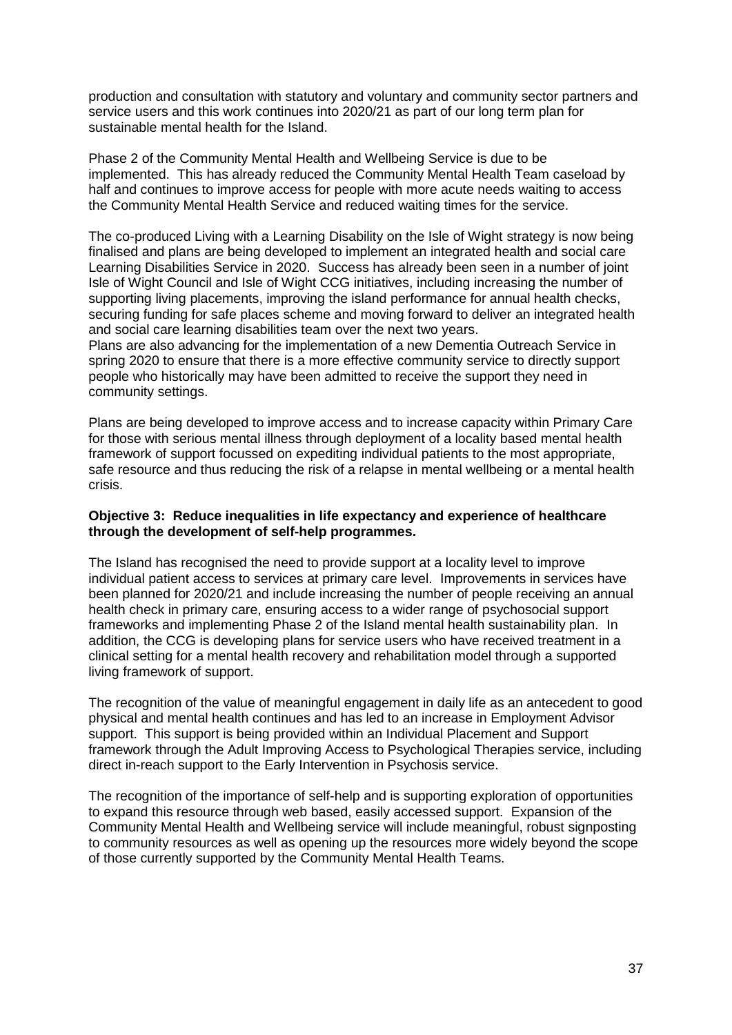production and consultation with statutory and voluntary and community sector partners and service users and this work continues into 2020/21 as part of our long term plan for sustainable mental health for the Island.

Phase 2 of the Community Mental Health and Wellbeing Service is due to be implemented. This has already reduced the Community Mental Health Team caseload by half and continues to improve access for people with more acute needs waiting to access the Community Mental Health Service and reduced waiting times for the service.

The co-produced Living with a Learning Disability on the Isle of Wight strategy is now being finalised and plans are being developed to implement an integrated health and social care Learning Disabilities Service in 2020. Success has already been seen in a number of joint Isle of Wight Council and Isle of Wight CCG initiatives, including increasing the number of supporting living placements, improving the island performance for annual health checks, securing funding for safe places scheme and moving forward to deliver an integrated health and social care learning disabilities team over the next two years.
Plans are also advancing for the implementation of a new Dementia Outreach Service in spring 2020 to ensure that there is a more effective community service to directly support people who historically may have been admitted to receive the support they need in community settings.

Plans are being developed to improve access and to increase capacity within Primary Care for those with serious mental illness through deployment of a locality based mental health framework of support focussed on expediting individual patients to the most appropriate, safe resource and thus reducing the risk of a relapse in mental wellbeing or a mental health crisis.

**Objective 3: Reduce inequalities in life expectancy and experience of healthcare through the development of self-help programmes.**

The Island has recognised the need to provide support at a locality level to improve individual patient access to services at primary care level. Improvements in services have been planned for 2020/21 and include increasing the number of people receiving an annual health check in primary care, ensuring access to a wider range of psychosocial support frameworks and implementing Phase 2 of the Island mental health sustainability plan. In addition, the CCG is developing plans for service users who have received treatment in a clinical setting for a mental health recovery and rehabilitation model through a supported living framework of support.

The recognition of the value of meaningful engagement in daily life as an antecedent to good physical and mental health continues and has led to an increase in Employment Advisor support. This support is being provided within an Individual Placement and Support framework through the Adult Improving Access to Psychological Therapies service, including direct in-reach support to the Early Intervention in Psychosis service.

The recognition of the importance of self-help and is supporting exploration of opportunities to expand this resource through web based, easily accessed support. Expansion of the Community Mental Health and Wellbeing service will include meaningful, robust signposting to community resources as well as opening up the resources more widely beyond the scope of those currently supported by the Community Mental Health Teams.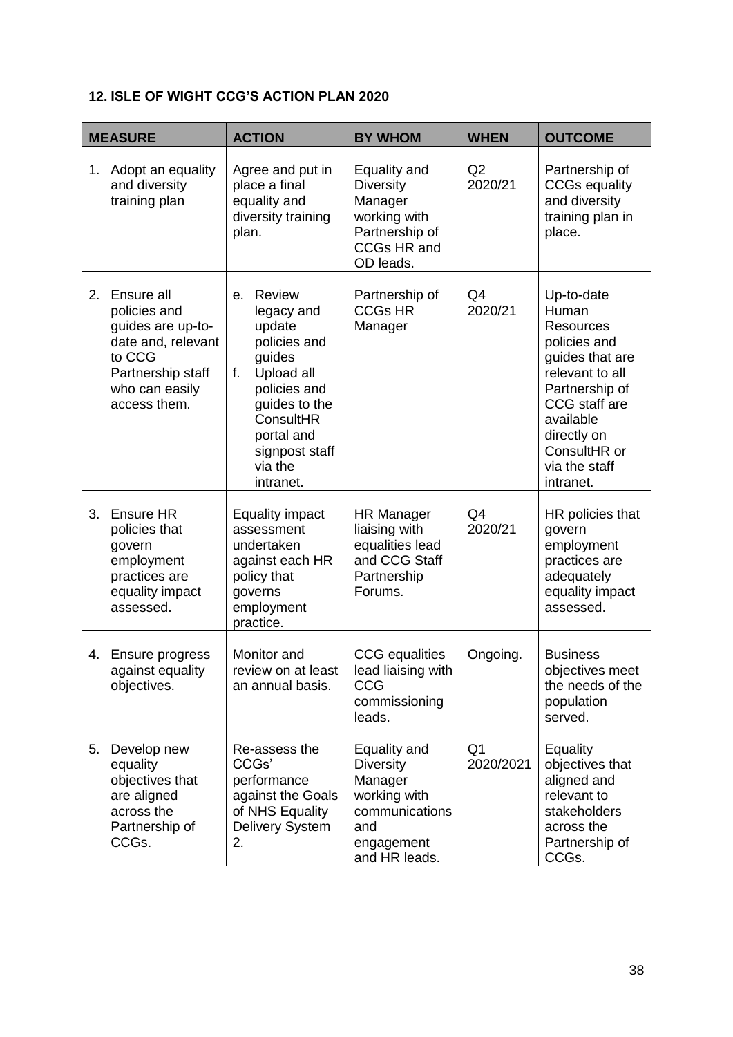### 12. ISLE OF WIGHT CCG'S ACTION PLAN 2020

| MEASURE | ACTION | BY WHOM | WHEN | OUTCOME |
|---|---|---|---|---|
| 1. Adopt an equality and diversity training plan | Agree and put in place a final equality and diversity training plan. | Equality and Diversity Manager working with Partnership of CCGs HR and OD leads. | Q2 2020/21 | Partnership of CCGs equality and diversity training plan in place. |
| 2. Ensure all policies and guides are up-to-date and, relevant to CCG Partnership staff who can easily access them. | e. Review legacy and update policies and guides<br>f. Upload all policies and guides to the ConsultHR portal and signpost staff via the intranet. | Partnership of CCGs HR Manager | Q4 2020/21 | Up-to-date Human Resources policies and guides that are relevant to all Partnership of CCG staff are available directly on ConsultHR or via the staff intranet. |
| 3. Ensure HR policies that govern employment practices are equality impact assessed. | Equality impact assessment undertaken against each HR policy that governs employment practice. | HR Manager liaising with equalities lead and CCG Staff Partnership Forums. | Q4 2020/21 | HR policies that govern employment practices are adequately equality impact assessed. |
| 4. Ensure progress against equality objectives. | Monitor and review on at least an annual basis. | CCG equalities lead liaising with CCG commissioning leads. | Ongoing. | Business objectives meet the needs of the population served. |
| 5. Develop new equality objectives that are aligned across the Partnership of CCGs. | Re-assess the CCGs' performance against the Goals of NHS Equality Delivery System 2. | Equality and Diversity Manager working with communications and engagement and HR leads. | Q1 2020/2021 | Equality objectives that aligned and relevant to stakeholders across the Partnership of CCGs. |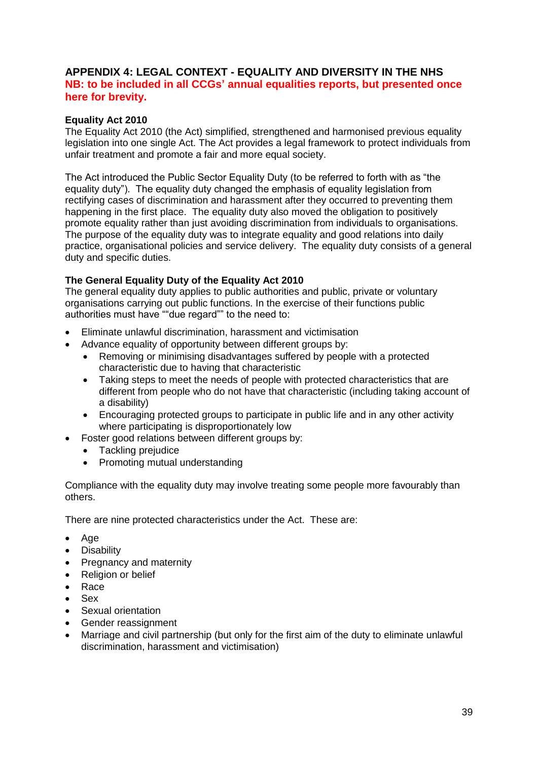## APPENDIX 4: LEGAL CONTEXT - EQUALITY AND DIVERSITY IN THE NHS

**NB: to be included in all CCGs' annual equalities reports, but presented once here for brevity.**

### Equality Act 2010

The Equality Act 2010 (the Act) simplified, strengthened and harmonised previous equality legislation into one single Act. The Act provides a legal framework to protect individuals from unfair treatment and promote a fair and more equal society.

The Act introduced the Public Sector Equality Duty (to be referred to forth with as "the equality duty"). The equality duty changed the emphasis of equality legislation from rectifying cases of discrimination and harassment after they occurred to preventing them happening in the first place. The equality duty also moved the obligation to positively promote equality rather than just avoiding discrimination from individuals to organisations. The purpose of the equality duty was to integrate equality and good relations into daily practice, organisational policies and service delivery. The equality duty consists of a general duty and specific duties.

### The General Equality Duty of the Equality Act 2010

The general equality duty applies to public authorities and public, private or voluntary organisations carrying out public functions. In the exercise of their functions public authorities must have ""due regard"" to the need to:

- Eliminate unlawful discrimination, harassment and victimisation
- Advance equality of opportunity between different groups by:
  - Removing or minimising disadvantages suffered by people with a protected characteristic due to having that characteristic
  - Taking steps to meet the needs of people with protected characteristics that are different from people who do not have that characteristic (including taking account of a disability)
  - Encouraging protected groups to participate in public life and in any other activity where participating is disproportionately low
- Foster good relations between different groups by:
  - Tackling prejudice
  - Promoting mutual understanding

Compliance with the equality duty may involve treating some people more favourably than others.

There are nine protected characteristics under the Act. These are:

- Age
- Disability
- Pregnancy and maternity
- Religion or belief
- Race
- Sex
- Sexual orientation
- Gender reassignment
- Marriage and civil partnership (but only for the first aim of the duty to eliminate unlawful discrimination, harassment and victimisation)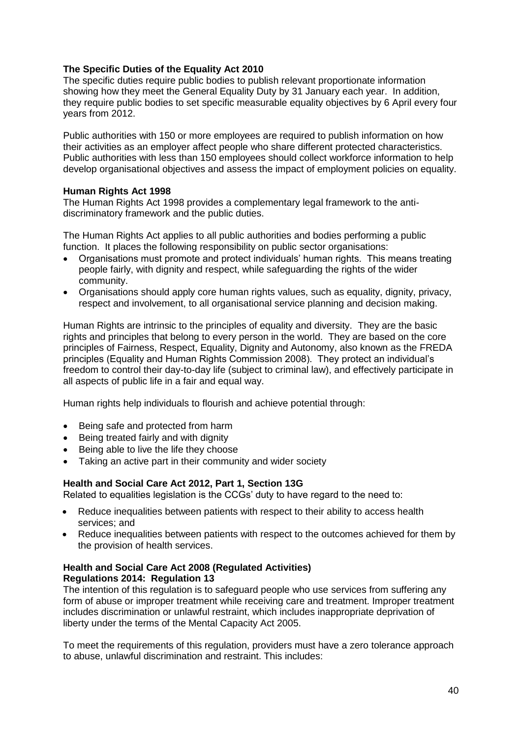**The Specific Duties of the Equality Act 2010**

The specific duties require public bodies to publish relevant proportionate information showing how they meet the General Equality Duty by 31 January each year. In addition, they require public bodies to set specific measurable equality objectives by 6 April every four years from 2012.

Public authorities with 150 or more employees are required to publish information on how their activities as an employer affect people who share different protected characteristics. Public authorities with less than 150 employees should collect workforce information to help develop organisational objectives and assess the impact of employment policies on equality.

**Human Rights Act 1998**

The Human Rights Act 1998 provides a complementary legal framework to the anti-discriminatory framework and the public duties.

The Human Rights Act applies to all public authorities and bodies performing a public function. It places the following responsibility on public sector organisations:

- Organisations must promote and protect individuals' human rights. This means treating people fairly, with dignity and respect, while safeguarding the rights of the wider community.
- Organisations should apply core human rights values, such as equality, dignity, privacy, respect and involvement, to all organisational service planning and decision making.

Human Rights are intrinsic to the principles of equality and diversity. They are the basic rights and principles that belong to every person in the world. They are based on the core principles of Fairness, Respect, Equality, Dignity and Autonomy, also known as the FREDA principles (Equality and Human Rights Commission 2008). They protect an individual's freedom to control their day-to-day life (subject to criminal law), and effectively participate in all aspects of public life in a fair and equal way.

Human rights help individuals to flourish and achieve potential through:

- Being safe and protected from harm
- Being treated fairly and with dignity
- Being able to live the life they choose
- Taking an active part in their community and wider society

**Health and Social Care Act 2012, Part 1, Section 13G**

Related to equalities legislation is the CCGs' duty to have regard to the need to:

- Reduce inequalities between patients with respect to their ability to access health services; and
- Reduce inequalities between patients with respect to the outcomes achieved for them by the provision of health services.

**Health and Social Care Act 2008 (Regulated Activities) Regulations 2014: Regulation 13**

The intention of this regulation is to safeguard people who use services from suffering any form of abuse or improper treatment while receiving care and treatment. Improper treatment includes discrimination or unlawful restraint, which includes inappropriate deprivation of liberty under the terms of the Mental Capacity Act 2005.

To meet the requirements of this regulation, providers must have a zero tolerance approach to abuse, unlawful discrimination and restraint. This includes: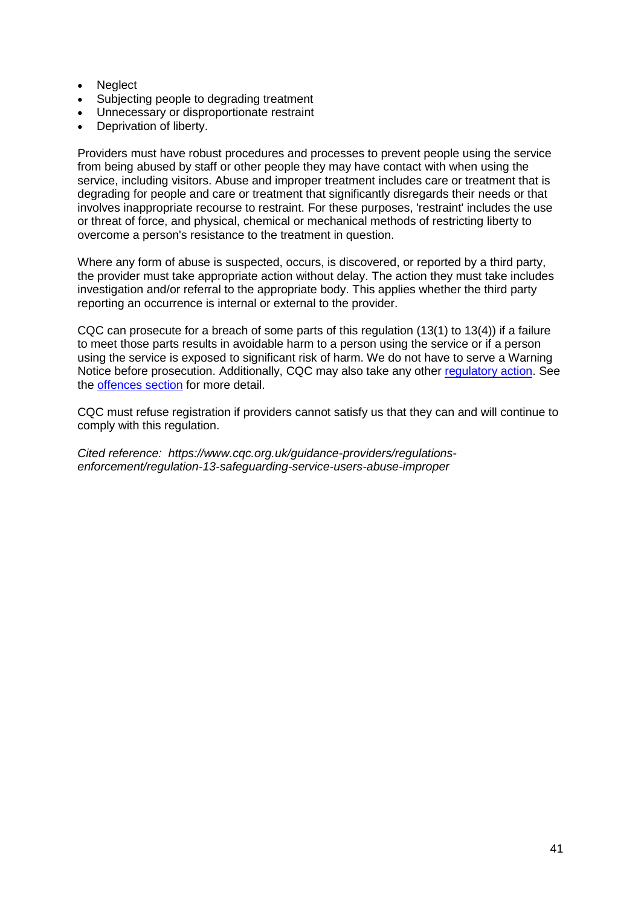- Neglect
- Subjecting people to degrading treatment
- Unnecessary or disproportionate restraint
- Deprivation of liberty.

Providers must have robust procedures and processes to prevent people using the service from being abused by staff or other people they may have contact with when using the service, including visitors. Abuse and improper treatment includes care or treatment that is degrading for people and care or treatment that significantly disregards their needs or that involves inappropriate recourse to restraint. For these purposes, 'restraint' includes the use or threat of force, and physical, chemical or mechanical methods of restricting liberty to overcome a person's resistance to the treatment in question.

Where any form of abuse is suspected, occurs, is discovered, or reported by a third party, the provider must take appropriate action without delay. The action they must take includes investigation and/or referral to the appropriate body. This applies whether the third party reporting an occurrence is internal or external to the provider.

CQC can prosecute for a breach of some parts of this regulation (13(1) to 13(4)) if a failure to meet those parts results in avoidable harm to a person using the service or if a person using the service is exposed to significant risk of harm. We do not have to serve a Warning Notice before prosecution. Additionally, CQC may also take any other regulatory action. See the offences section for more detail.

CQC must refuse registration if providers cannot satisfy us that they can and will continue to comply with this regulation.

*Cited reference: https://www.cqc.org.uk/guidance-providers/regulations-enforcement/regulation-13-safeguarding-service-users-abuse-improper*